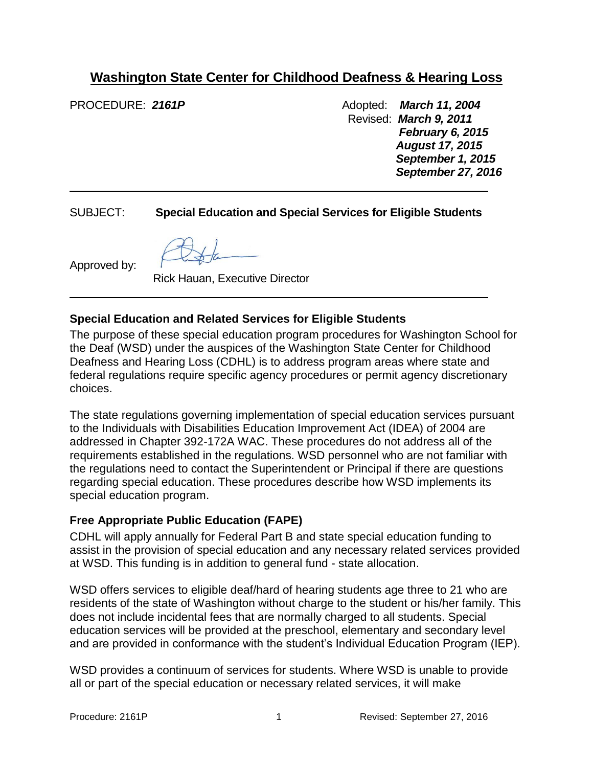# Washington State Center for Childhood Deafness & Hearing Loss

PROCEDURE: ***2161P***

Adopted: ***March 11, 2004***
Revised: ***March 9, 2011***
***February 6, 2015***
***August 17, 2015***
***September 1, 2015***
***September 27, 2016***

---

SUBJECT: **Special Education and Special Services for Eligible Students**

Approved by:

Rick Hauan, Executive Director

---

## Special Education and Related Services for Eligible Students

The purpose of these special education program procedures for Washington School for the Deaf (WSD) under the auspices of the Washington State Center for Childhood Deafness and Hearing Loss (CDHL) is to address program areas where state and federal regulations require specific agency procedures or permit agency discretionary choices.

The state regulations governing implementation of special education services pursuant to the Individuals with Disabilities Education Improvement Act (IDEA) of 2004 are addressed in Chapter 392-172A WAC. These procedures do not address all of the requirements established in the regulations. WSD personnel who are not familiar with the regulations need to contact the Superintendent or Principal if there are questions regarding special education. These procedures describe how WSD implements its special education program.

## Free Appropriate Public Education (FAPE)

CDHL will apply annually for Federal Part B and state special education funding to assist in the provision of special education and any necessary related services provided at WSD. This funding is in addition to general fund - state allocation.

WSD offers services to eligible deaf/hard of hearing students age three to 21 who are residents of the state of Washington without charge to the student or his/her family. This does not include incidental fees that are normally charged to all students. Special education services will be provided at the preschool, elementary and secondary level and are provided in conformance with the student's Individual Education Program (IEP).

WSD provides a continuum of services for students. Where WSD is unable to provide all or part of the special education or necessary related services, it will make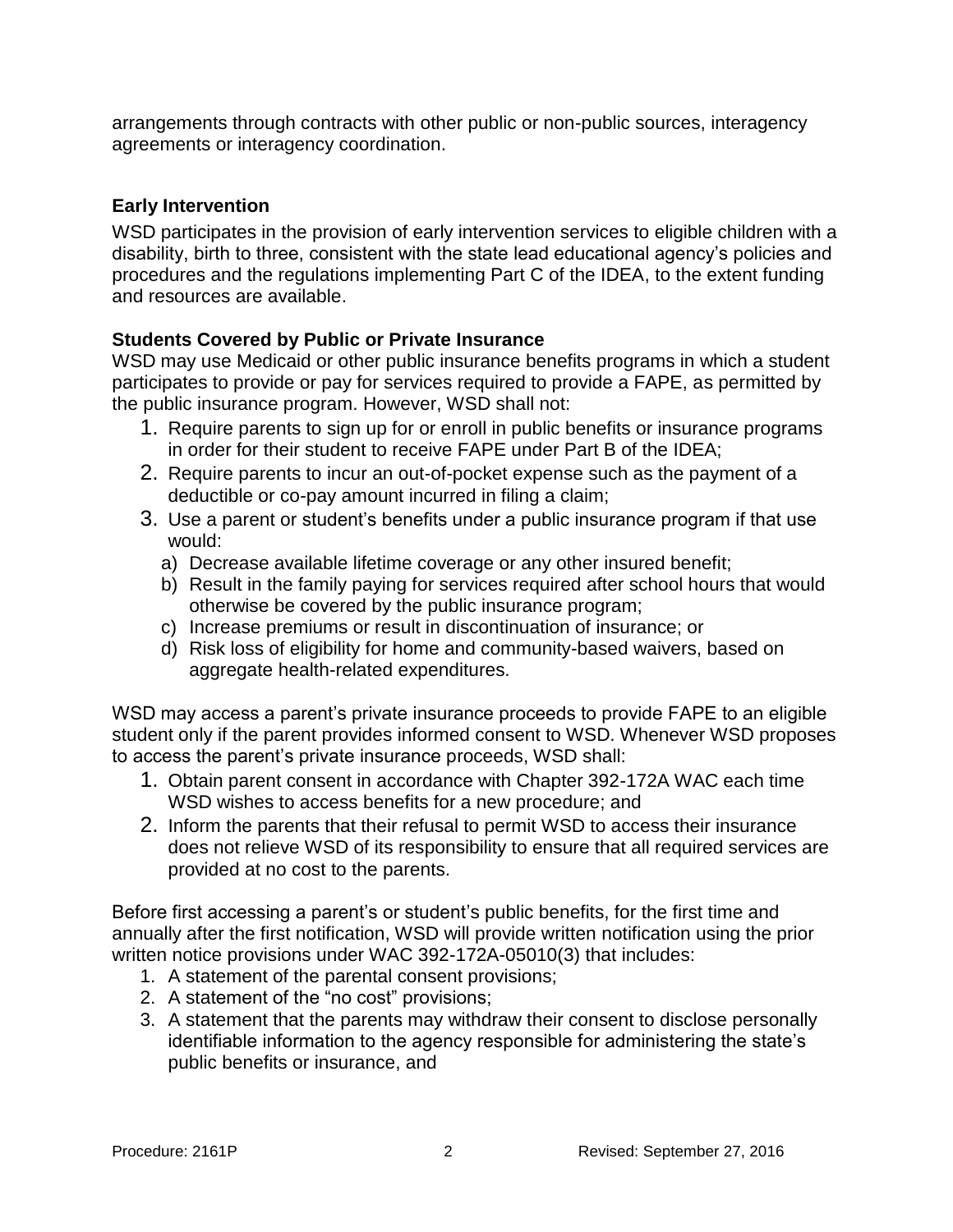arrangements through contracts with other public or non-public sources, interagency agreements or interagency coordination.

**Early Intervention**

WSD participates in the provision of early intervention services to eligible children with a disability, birth to three, consistent with the state lead educational agency's policies and procedures and the regulations implementing Part C of the IDEA, to the extent funding and resources are available.

**Students Covered by Public or Private Insurance**

WSD may use Medicaid or other public insurance benefits programs in which a student participates to provide or pay for services required to provide a FAPE, as permitted by the public insurance program. However, WSD shall not:

1. Require parents to sign up for or enroll in public benefits or insurance programs in order for their student to receive FAPE under Part B of the IDEA;
2. Require parents to incur an out-of-pocket expense such as the payment of a deductible or co-pay amount incurred in filing a claim;
3. Use a parent or student's benefits under a public insurance program if that use would:
   a) Decrease available lifetime coverage or any other insured benefit;
   b) Result in the family paying for services required after school hours that would otherwise be covered by the public insurance program;
   c) Increase premiums or result in discontinuation of insurance; or
   d) Risk loss of eligibility for home and community-based waivers, based on aggregate health-related expenditures.

WSD may access a parent's private insurance proceeds to provide FAPE to an eligible student only if the parent provides informed consent to WSD. Whenever WSD proposes to access the parent's private insurance proceeds, WSD shall:

1. Obtain parent consent in accordance with Chapter 392-172A WAC each time WSD wishes to access benefits for a new procedure; and
2. Inform the parents that their refusal to permit WSD to access their insurance does not relieve WSD of its responsibility to ensure that all required services are provided at no cost to the parents.

Before first accessing a parent's or student's public benefits, for the first time and annually after the first notification, WSD will provide written notification using the prior written notice provisions under WAC 392-172A-05010(3) that includes:

1. A statement of the parental consent provisions;
2. A statement of the "no cost" provisions;
3. A statement that the parents may withdraw their consent to disclose personally identifiable information to the agency responsible for administering the state's public benefits or insurance, and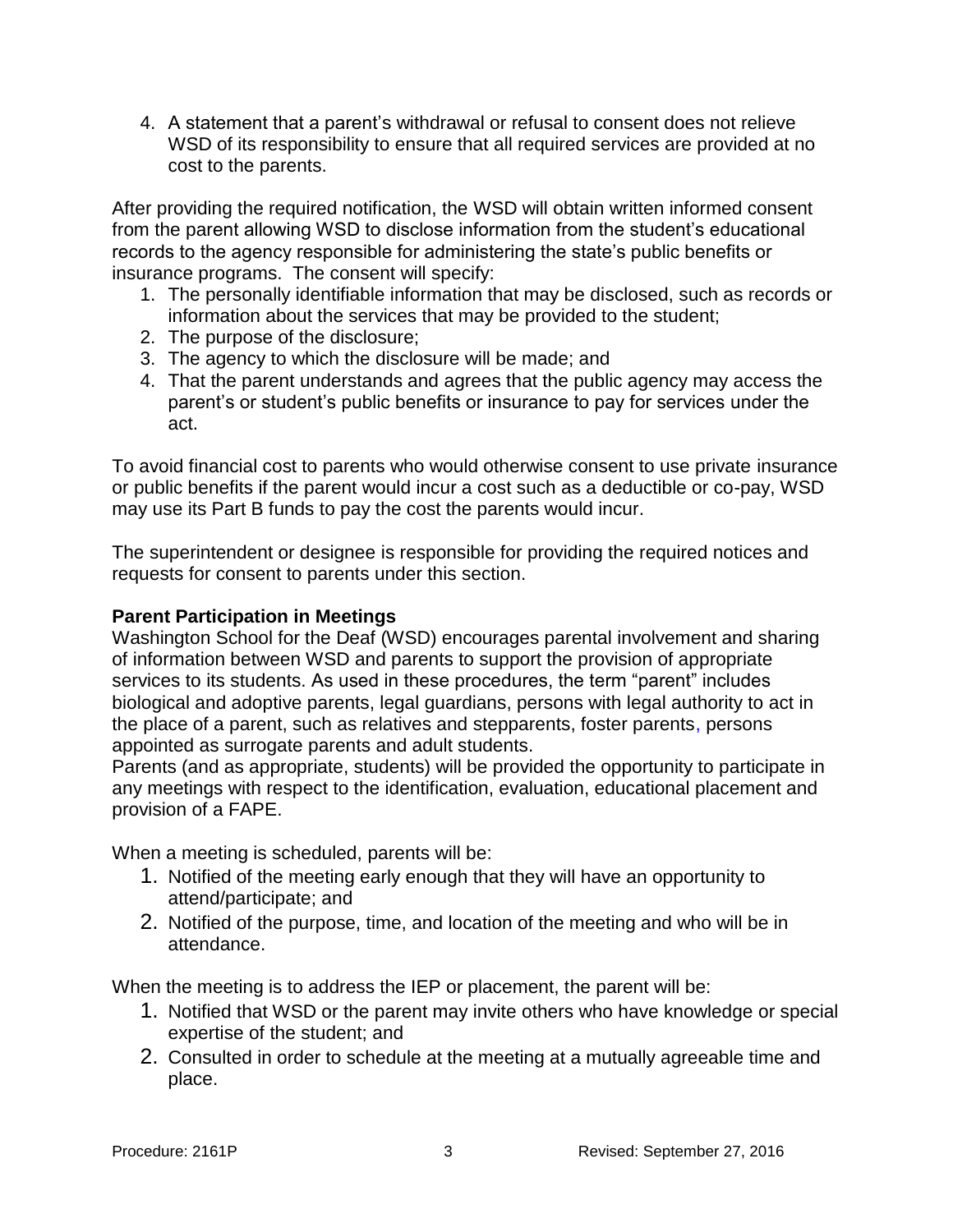4. A statement that a parent's withdrawal or refusal to consent does not relieve WSD of its responsibility to ensure that all required services are provided at no cost to the parents.

After providing the required notification, the WSD will obtain written informed consent from the parent allowing WSD to disclose information from the student's educational records to the agency responsible for administering the state's public benefits or insurance programs. The consent will specify:

1. The personally identifiable information that may be disclosed, such as records or information about the services that may be provided to the student;
2. The purpose of the disclosure;
3. The agency to which the disclosure will be made; and
4. That the parent understands and agrees that the public agency may access the parent's or student's public benefits or insurance to pay for services under the act.

To avoid financial cost to parents who would otherwise consent to use private insurance or public benefits if the parent would incur a cost such as a deductible or co-pay, WSD may use its Part B funds to pay the cost the parents would incur.

The superintendent or designee is responsible for providing the required notices and requests for consent to parents under this section.

**Parent Participation in Meetings**

Washington School for the Deaf (WSD) encourages parental involvement and sharing of information between WSD and parents to support the provision of appropriate services to its students. As used in these procedures, the term "parent" includes biological and adoptive parents, legal guardians, persons with legal authority to act in the place of a parent, such as relatives and stepparents, foster parents, persons appointed as surrogate parents and adult students.

Parents (and as appropriate, students) will be provided the opportunity to participate in any meetings with respect to the identification, evaluation, educational placement and provision of a FAPE.

When a meeting is scheduled, parents will be:

1. Notified of the meeting early enough that they will have an opportunity to attend/participate; and
2. Notified of the purpose, time, and location of the meeting and who will be in attendance.

When the meeting is to address the IEP or placement, the parent will be:

1. Notified that WSD or the parent may invite others who have knowledge or special expertise of the student; and
2. Consulted in order to schedule at the meeting at a mutually agreeable time and place.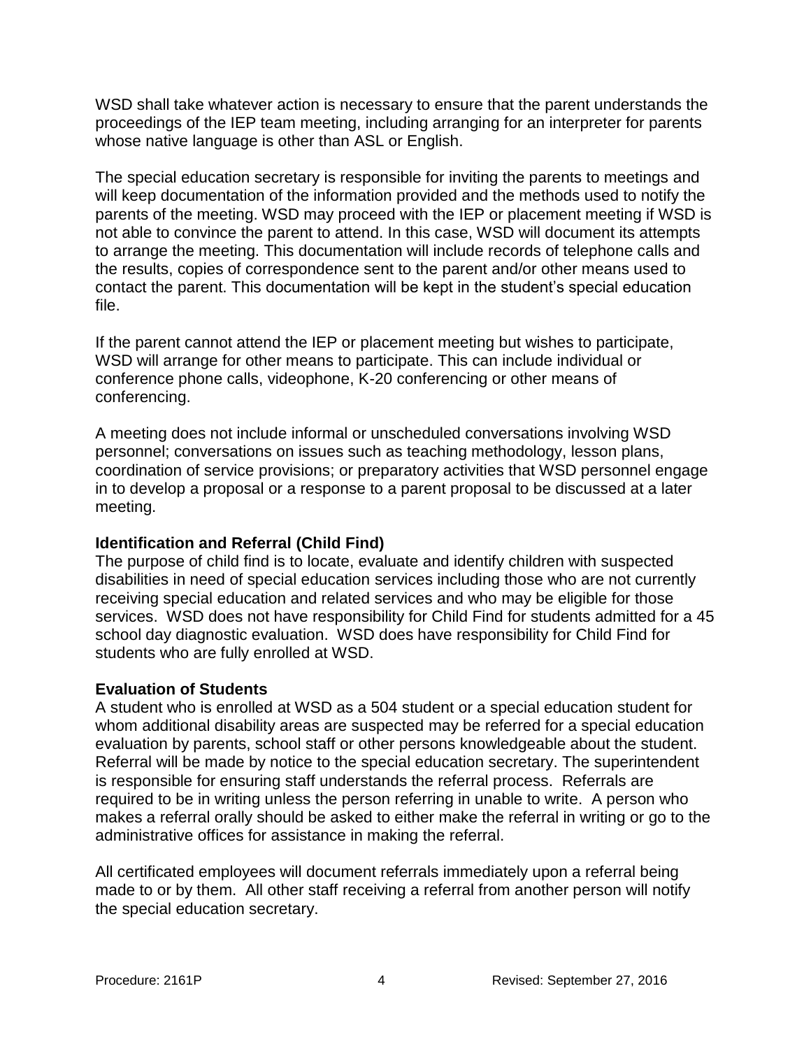WSD shall take whatever action is necessary to ensure that the parent understands the proceedings of the IEP team meeting, including arranging for an interpreter for parents whose native language is other than ASL or English.

The special education secretary is responsible for inviting the parents to meetings and will keep documentation of the information provided and the methods used to notify the parents of the meeting. WSD may proceed with the IEP or placement meeting if WSD is not able to convince the parent to attend. In this case, WSD will document its attempts to arrange the meeting. This documentation will include records of telephone calls and the results, copies of correspondence sent to the parent and/or other means used to contact the parent. This documentation will be kept in the student's special education file.

If the parent cannot attend the IEP or placement meeting but wishes to participate, WSD will arrange for other means to participate. This can include individual or conference phone calls, videophone, K-20 conferencing or other means of conferencing.

A meeting does not include informal or unscheduled conversations involving WSD personnel; conversations on issues such as teaching methodology, lesson plans, coordination of service provisions; or preparatory activities that WSD personnel engage in to develop a proposal or a response to a parent proposal to be discussed at a later meeting.

**Identification and Referral (Child Find)**
The purpose of child find is to locate, evaluate and identify children with suspected disabilities in need of special education services including those who are not currently receiving special education and related services and who may be eligible for those services. WSD does not have responsibility for Child Find for students admitted for a 45 school day diagnostic evaluation. WSD does have responsibility for Child Find for students who are fully enrolled at WSD.

**Evaluation of Students**
A student who is enrolled at WSD as a 504 student or a special education student for whom additional disability areas are suspected may be referred for a special education evaluation by parents, school staff or other persons knowledgeable about the student. Referral will be made by notice to the special education secretary. The superintendent is responsible for ensuring staff understands the referral process. Referrals are required to be in writing unless the person referring in unable to write. A person who makes a referral orally should be asked to either make the referral in writing or go to the administrative offices for assistance in making the referral.

All certificated employees will document referrals immediately upon a referral being made to or by them. All other staff receiving a referral from another person will notify the special education secretary.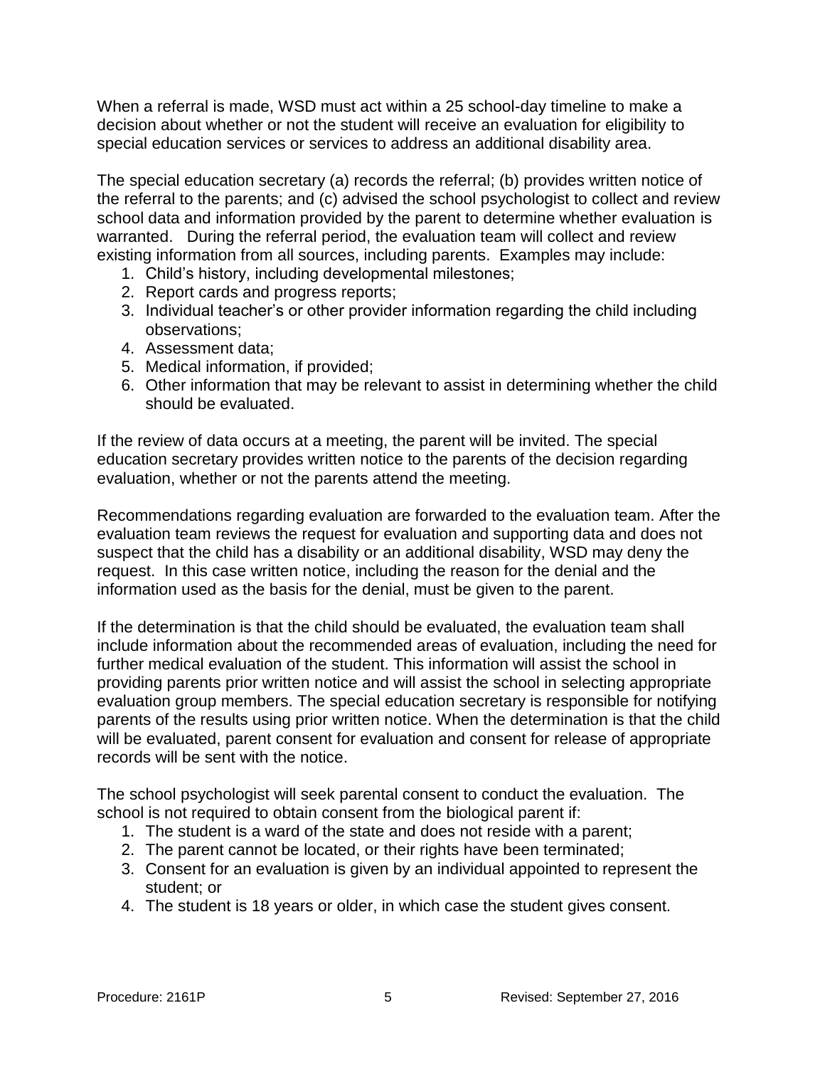When a referral is made, WSD must act within a 25 school-day timeline to make a decision about whether or not the student will receive an evaluation for eligibility to special education services or services to address an additional disability area.

The special education secretary (a) records the referral; (b) provides written notice of the referral to the parents; and (c) advised the school psychologist to collect and review school data and information provided by the parent to determine whether evaluation is warranted. During the referral period, the evaluation team will collect and review existing information from all sources, including parents. Examples may include:

1. Child's history, including developmental milestones;
2. Report cards and progress reports;
3. Individual teacher's or other provider information regarding the child including observations;
4. Assessment data;
5. Medical information, if provided;
6. Other information that may be relevant to assist in determining whether the child should be evaluated.

If the review of data occurs at a meeting, the parent will be invited. The special education secretary provides written notice to the parents of the decision regarding evaluation, whether or not the parents attend the meeting.

Recommendations regarding evaluation are forwarded to the evaluation team. After the evaluation team reviews the request for evaluation and supporting data and does not suspect that the child has a disability or an additional disability, WSD may deny the request. In this case written notice, including the reason for the denial and the information used as the basis for the denial, must be given to the parent.

If the determination is that the child should be evaluated, the evaluation team shall include information about the recommended areas of evaluation, including the need for further medical evaluation of the student. This information will assist the school in providing parents prior written notice and will assist the school in selecting appropriate evaluation group members. The special education secretary is responsible for notifying parents of the results using prior written notice. When the determination is that the child will be evaluated, parent consent for evaluation and consent for release of appropriate records will be sent with the notice.

The school psychologist will seek parental consent to conduct the evaluation. The school is not required to obtain consent from the biological parent if:

1. The student is a ward of the state and does not reside with a parent;
2. The parent cannot be located, or their rights have been terminated;
3. Consent for an evaluation is given by an individual appointed to represent the student; or
4. The student is 18 years or older, in which case the student gives consent.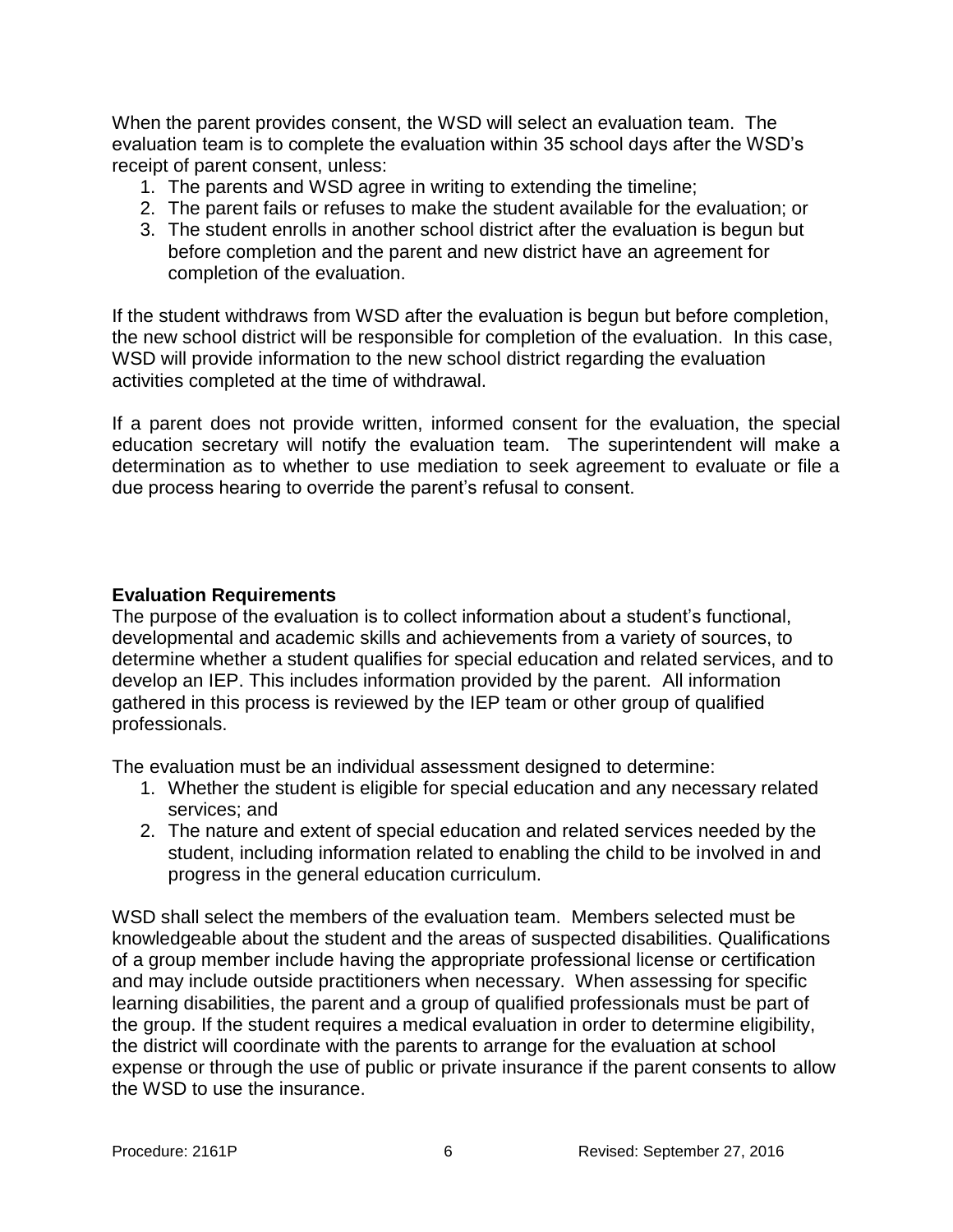When the parent provides consent, the WSD will select an evaluation team. The evaluation team is to complete the evaluation within 35 school days after the WSD's receipt of parent consent, unless:

1. The parents and WSD agree in writing to extending the timeline;
2. The parent fails or refuses to make the student available for the evaluation; or
3. The student enrolls in another school district after the evaluation is begun but before completion and the parent and new district have an agreement for completion of the evaluation.

If the student withdraws from WSD after the evaluation is begun but before completion, the new school district will be responsible for completion of the evaluation. In this case, WSD will provide information to the new school district regarding the evaluation activities completed at the time of withdrawal.

If a parent does not provide written, informed consent for the evaluation, the special education secretary will notify the evaluation team. The superintendent will make a determination as to whether to use mediation to seek agreement to evaluate or file a due process hearing to override the parent's refusal to consent.

**Evaluation Requirements**

The purpose of the evaluation is to collect information about a student's functional, developmental and academic skills and achievements from a variety of sources, to determine whether a student qualifies for special education and related services, and to develop an IEP. This includes information provided by the parent. All information gathered in this process is reviewed by the IEP team or other group of qualified professionals.

The evaluation must be an individual assessment designed to determine:

1. Whether the student is eligible for special education and any necessary related services; and
2. The nature and extent of special education and related services needed by the student, including information related to enabling the child to be involved in and progress in the general education curriculum.

WSD shall select the members of the evaluation team. Members selected must be knowledgeable about the student and the areas of suspected disabilities. Qualifications of a group member include having the appropriate professional license or certification and may include outside practitioners when necessary. When assessing for specific learning disabilities, the parent and a group of qualified professionals must be part of the group. If the student requires a medical evaluation in order to determine eligibility, the district will coordinate with the parents to arrange for the evaluation at school expense or through the use of public or private insurance if the parent consents to allow the WSD to use the insurance.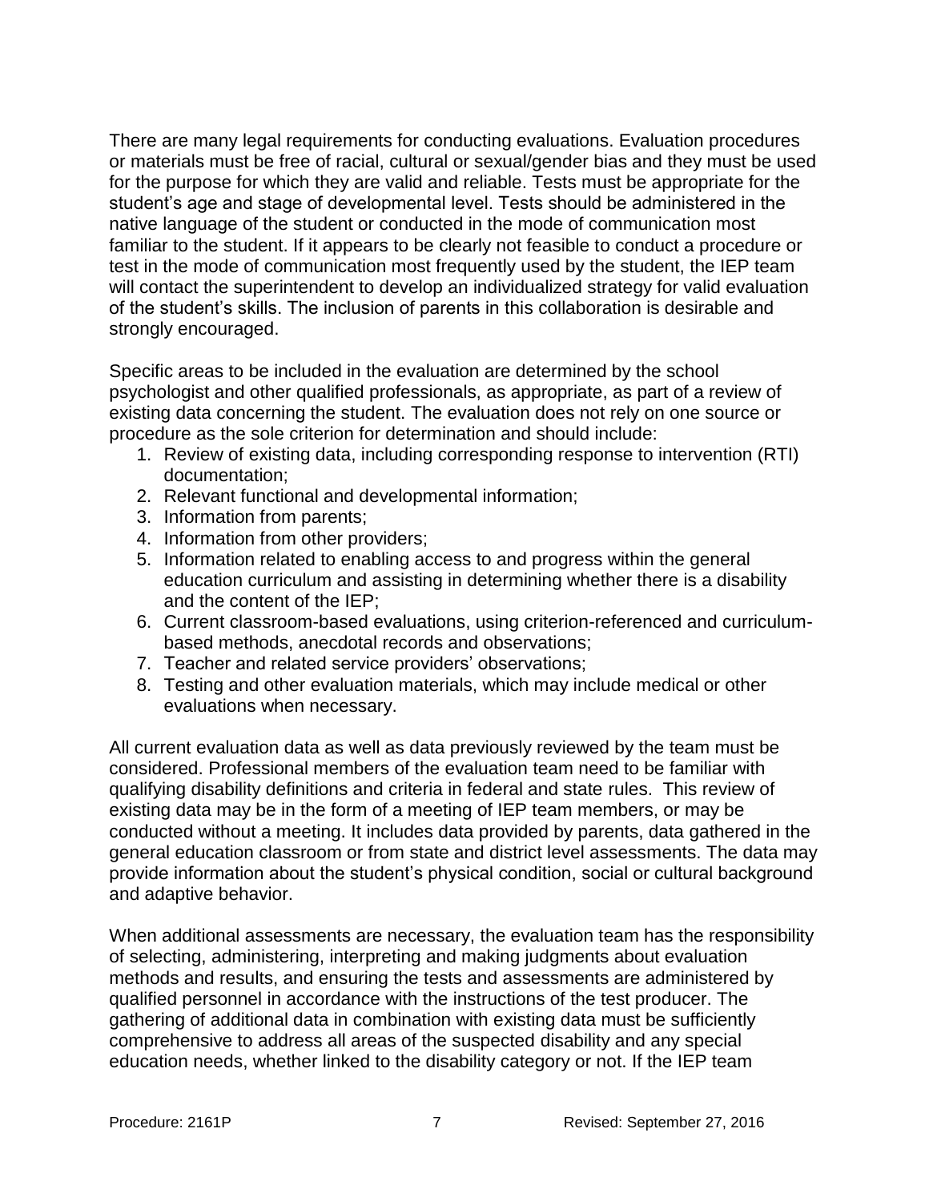There are many legal requirements for conducting evaluations. Evaluation procedures or materials must be free of racial, cultural or sexual/gender bias and they must be used for the purpose for which they are valid and reliable. Tests must be appropriate for the student's age and stage of developmental level. Tests should be administered in the native language of the student or conducted in the mode of communication most familiar to the student. If it appears to be clearly not feasible to conduct a procedure or test in the mode of communication most frequently used by the student, the IEP team will contact the superintendent to develop an individualized strategy for valid evaluation of the student's skills. The inclusion of parents in this collaboration is desirable and strongly encouraged.

Specific areas to be included in the evaluation are determined by the school psychologist and other qualified professionals, as appropriate, as part of a review of existing data concerning the student. The evaluation does not rely on one source or procedure as the sole criterion for determination and should include:

1. Review of existing data, including corresponding response to intervention (RTI) documentation;
2. Relevant functional and developmental information;
3. Information from parents;
4. Information from other providers;
5. Information related to enabling access to and progress within the general education curriculum and assisting in determining whether there is a disability and the content of the IEP;
6. Current classroom-based evaluations, using criterion-referenced and curriculum-based methods, anecdotal records and observations;
7. Teacher and related service providers' observations;
8. Testing and other evaluation materials, which may include medical or other evaluations when necessary.

All current evaluation data as well as data previously reviewed by the team must be considered. Professional members of the evaluation team need to be familiar with qualifying disability definitions and criteria in federal and state rules. This review of existing data may be in the form of a meeting of IEP team members, or may be conducted without a meeting. It includes data provided by parents, data gathered in the general education classroom or from state and district level assessments. The data may provide information about the student's physical condition, social or cultural background and adaptive behavior.

When additional assessments are necessary, the evaluation team has the responsibility of selecting, administering, interpreting and making judgments about evaluation methods and results, and ensuring the tests and assessments are administered by qualified personnel in accordance with the instructions of the test producer. The gathering of additional data in combination with existing data must be sufficiently comprehensive to address all areas of the suspected disability and any special education needs, whether linked to the disability category or not. If the IEP team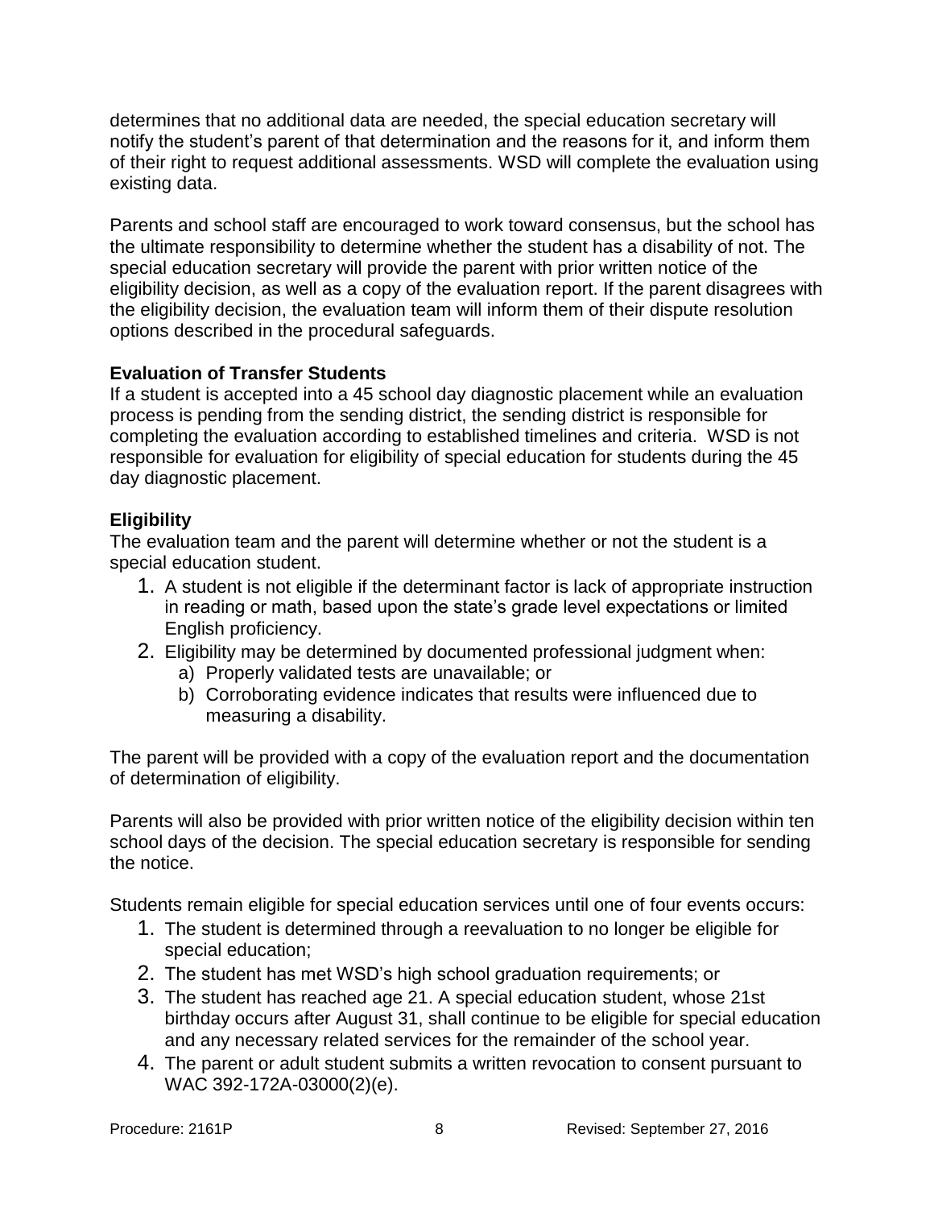determines that no additional data are needed, the special education secretary will notify the student's parent of that determination and the reasons for it, and inform them of their right to request additional assessments. WSD will complete the evaluation using existing data.

Parents and school staff are encouraged to work toward consensus, but the school has the ultimate responsibility to determine whether the student has a disability of not. The special education secretary will provide the parent with prior written notice of the eligibility decision, as well as a copy of the evaluation report. If the parent disagrees with the eligibility decision, the evaluation team will inform them of their dispute resolution options described in the procedural safeguards.

**Evaluation of Transfer Students**

If a student is accepted into a 45 school day diagnostic placement while an evaluation process is pending from the sending district, the sending district is responsible for completing the evaluation according to established timelines and criteria. WSD is not responsible for evaluation for eligibility of special education for students during the 45 day diagnostic placement.

**Eligibility**

The evaluation team and the parent will determine whether or not the student is a special education student.

1. A student is not eligible if the determinant factor is lack of appropriate instruction in reading or math, based upon the state's grade level expectations or limited English proficiency.
2. Eligibility may be determined by documented professional judgment when:
   a) Properly validated tests are unavailable; or
   b) Corroborating evidence indicates that results were influenced due to measuring a disability.

The parent will be provided with a copy of the evaluation report and the documentation of determination of eligibility.

Parents will also be provided with prior written notice of the eligibility decision within ten school days of the decision. The special education secretary is responsible for sending the notice.

Students remain eligible for special education services until one of four events occurs:

1. The student is determined through a reevaluation to no longer be eligible for special education;
2. The student has met WSD's high school graduation requirements; or
3. The student has reached age 21. A special education student, whose 21st birthday occurs after August 31, shall continue to be eligible for special education and any necessary related services for the remainder of the school year.
4. The parent or adult student submits a written revocation to consent pursuant to WAC 392-172A-03000(2)(e).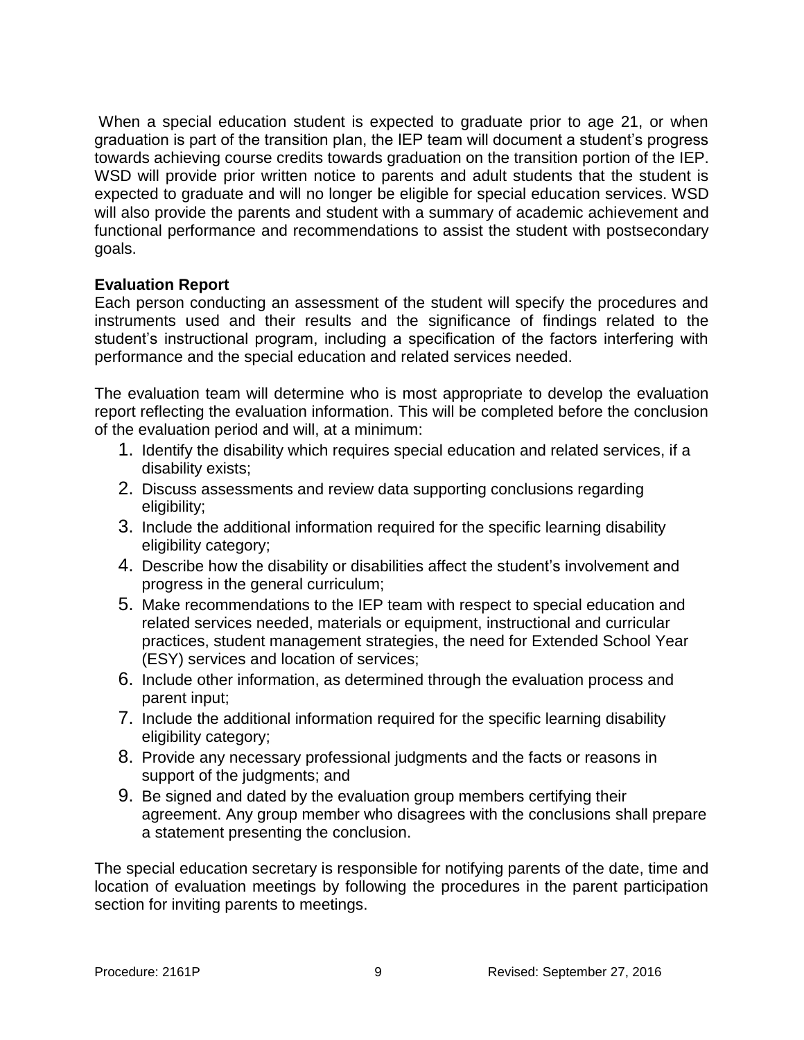When a special education student is expected to graduate prior to age 21, or when graduation is part of the transition plan, the IEP team will document a student's progress towards achieving course credits towards graduation on the transition portion of the IEP. WSD will provide prior written notice to parents and adult students that the student is expected to graduate and will no longer be eligible for special education services. WSD will also provide the parents and student with a summary of academic achievement and functional performance and recommendations to assist the student with postsecondary goals.

**Evaluation Report**

Each person conducting an assessment of the student will specify the procedures and instruments used and their results and the significance of findings related to the student's instructional program, including a specification of the factors interfering with performance and the special education and related services needed.

The evaluation team will determine who is most appropriate to develop the evaluation report reflecting the evaluation information. This will be completed before the conclusion of the evaluation period and will, at a minimum:

1. Identify the disability which requires special education and related services, if a disability exists;
2. Discuss assessments and review data supporting conclusions regarding eligibility;
3. Include the additional information required for the specific learning disability eligibility category;
4. Describe how the disability or disabilities affect the student's involvement and progress in the general curriculum;
5. Make recommendations to the IEP team with respect to special education and related services needed, materials or equipment, instructional and curricular practices, student management strategies, the need for Extended School Year (ESY) services and location of services;
6. Include other information, as determined through the evaluation process and parent input;
7. Include the additional information required for the specific learning disability eligibility category;
8. Provide any necessary professional judgments and the facts or reasons in support of the judgments; and
9. Be signed and dated by the evaluation group members certifying their agreement. Any group member who disagrees with the conclusions shall prepare a statement presenting the conclusion.

The special education secretary is responsible for notifying parents of the date, time and location of evaluation meetings by following the procedures in the parent participation section for inviting parents to meetings.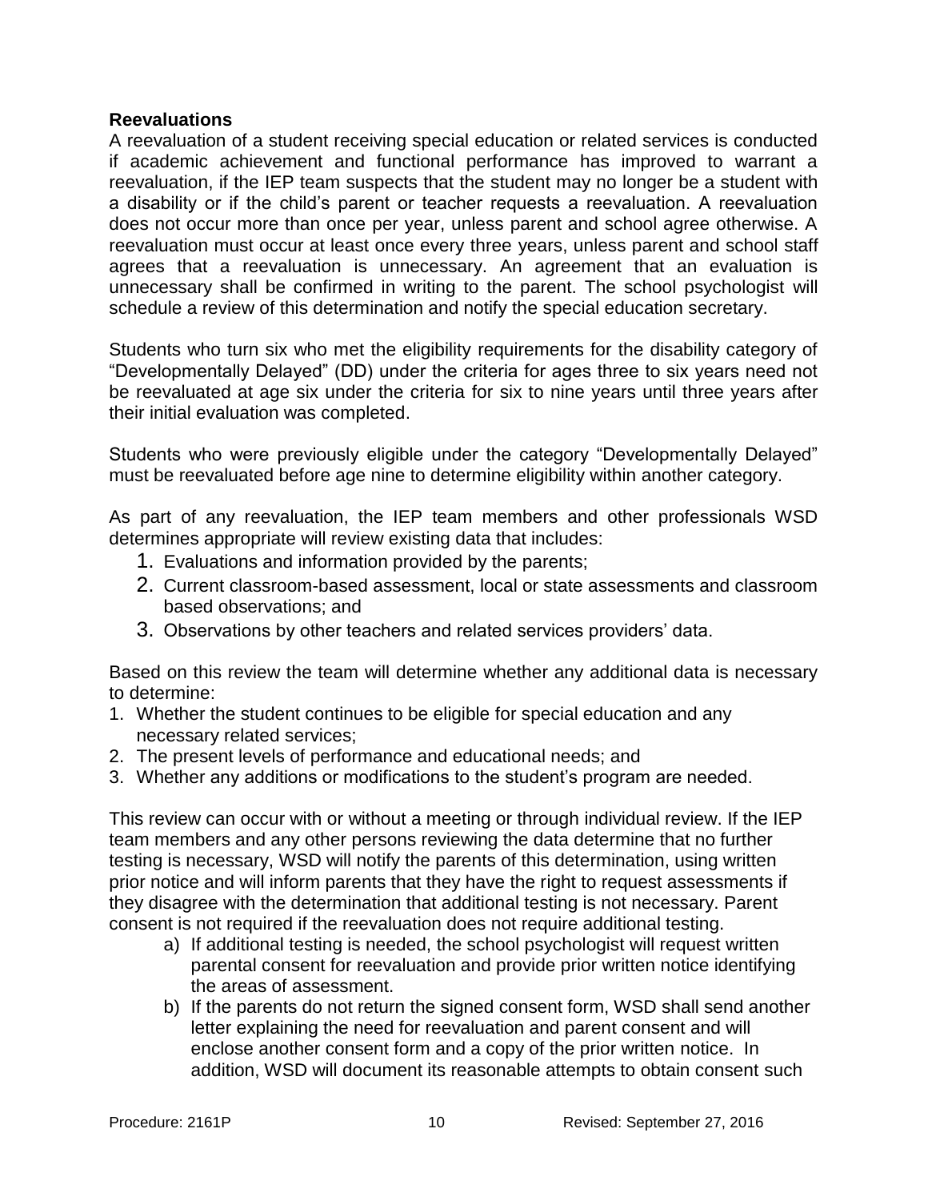**Reevaluations**

A reevaluation of a student receiving special education or related services is conducted if academic achievement and functional performance has improved to warrant a reevaluation, if the IEP team suspects that the student may no longer be a student with a disability or if the child's parent or teacher requests a reevaluation. A reevaluation does not occur more than once per year, unless parent and school agree otherwise. A reevaluation must occur at least once every three years, unless parent and school staff agrees that a reevaluation is unnecessary. An agreement that an evaluation is unnecessary shall be confirmed in writing to the parent. The school psychologist will schedule a review of this determination and notify the special education secretary.

Students who turn six who met the eligibility requirements for the disability category of "Developmentally Delayed" (DD) under the criteria for ages three to six years need not be reevaluated at age six under the criteria for six to nine years until three years after their initial evaluation was completed.

Students who were previously eligible under the category "Developmentally Delayed" must be reevaluated before age nine to determine eligibility within another category.

As part of any reevaluation, the IEP team members and other professionals WSD determines appropriate will review existing data that includes:

1. Evaluations and information provided by the parents;
2. Current classroom-based assessment, local or state assessments and classroom based observations; and
3. Observations by other teachers and related services providers' data.

Based on this review the team will determine whether any additional data is necessary to determine:

1. Whether the student continues to be eligible for special education and any necessary related services;
2. The present levels of performance and educational needs; and
3. Whether any additions or modifications to the student's program are needed.

This review can occur with or without a meeting or through individual review. If the IEP team members and any other persons reviewing the data determine that no further testing is necessary, WSD will notify the parents of this determination, using written prior notice and will inform parents that they have the right to request assessments if they disagree with the determination that additional testing is not necessary. Parent consent is not required if the reevaluation does not require additional testing.

a) If additional testing is needed, the school psychologist will request written parental consent for reevaluation and provide prior written notice identifying the areas of assessment.
b) If the parents do not return the signed consent form, WSD shall send another letter explaining the need for reevaluation and parent consent and will enclose another consent form and a copy of the prior written notice. In addition, WSD will document its reasonable attempts to obtain consent such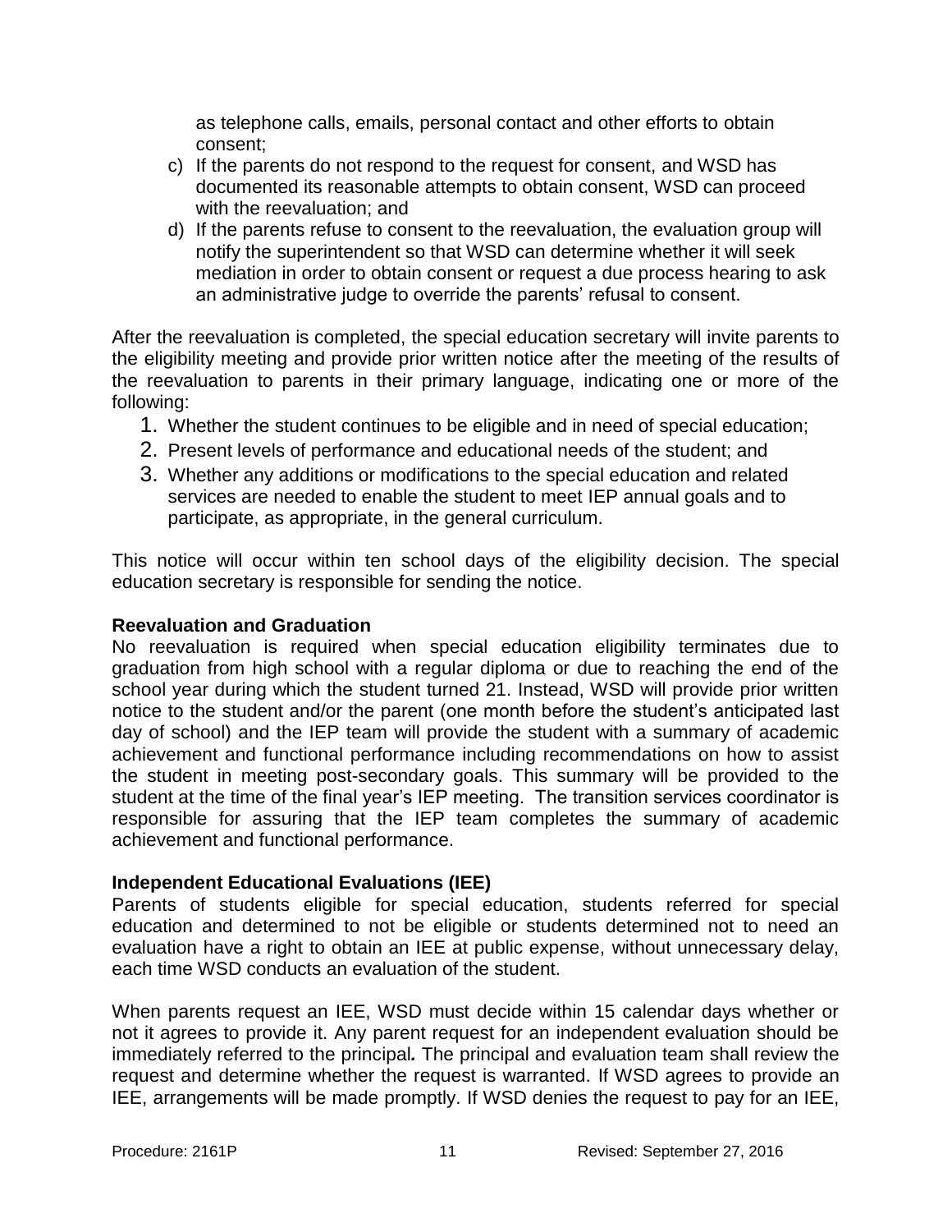as telephone calls, emails, personal contact and other efforts to obtain consent;

c) If the parents do not respond to the request for consent, and WSD has documented its reasonable attempts to obtain consent, WSD can proceed with the reevaluation; and
d) If the parents refuse to consent to the reevaluation, the evaluation group will notify the superintendent so that WSD can determine whether it will seek mediation in order to obtain consent or request a due process hearing to ask an administrative judge to override the parents' refusal to consent.

After the reevaluation is completed, the special education secretary will invite parents to the eligibility meeting and provide prior written notice after the meeting of the results of the reevaluation to parents in their primary language, indicating one or more of the following:

1. Whether the student continues to be eligible and in need of special education;
2. Present levels of performance and educational needs of the student; and
3. Whether any additions or modifications to the special education and related services are needed to enable the student to meet IEP annual goals and to participate, as appropriate, in the general curriculum.

This notice will occur within ten school days of the eligibility decision. The special education secretary is responsible for sending the notice.

**Reevaluation and Graduation**

No reevaluation is required when special education eligibility terminates due to graduation from high school with a regular diploma or due to reaching the end of the school year during which the student turned 21. Instead, WSD will provide prior written notice to the student and/or the parent (one month before the student's anticipated last day of school) and the IEP team will provide the student with a summary of academic achievement and functional performance including recommendations on how to assist the student in meeting post-secondary goals. This summary will be provided to the student at the time of the final year's IEP meeting. The transition services coordinator is responsible for assuring that the IEP team completes the summary of academic achievement and functional performance.

**Independent Educational Evaluations (IEE)**

Parents of students eligible for special education, students referred for special education and determined to not be eligible or students determined not to need an evaluation have a right to obtain an IEE at public expense, without unnecessary delay, each time WSD conducts an evaluation of the student.

When parents request an IEE, WSD must decide within 15 calendar days whether or not it agrees to provide it. Any parent request for an independent evaluation should be immediately referred to the principal***.*** The principal and evaluation team shall review the request and determine whether the request is warranted. If WSD agrees to provide an IEE, arrangements will be made promptly. If WSD denies the request to pay for an IEE,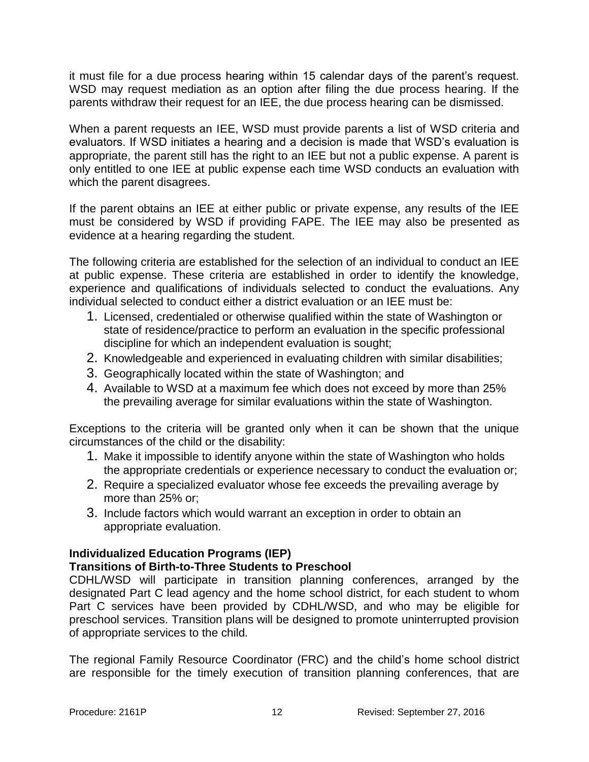it must file for a due process hearing within 15 calendar days of the parent's request. WSD may request mediation as an option after filing the due process hearing. If the parents withdraw their request for an IEE, the due process hearing can be dismissed.

When a parent requests an IEE, WSD must provide parents a list of WSD criteria and evaluators. If WSD initiates a hearing and a decision is made that WSD's evaluation is appropriate, the parent still has the right to an IEE but not a public expense. A parent is only entitled to one IEE at public expense each time WSD conducts an evaluation with which the parent disagrees.

If the parent obtains an IEE at either public or private expense, any results of the IEE must be considered by WSD if providing FAPE. The IEE may also be presented as evidence at a hearing regarding the student.

The following criteria are established for the selection of an individual to conduct an IEE at public expense. These criteria are established in order to identify the knowledge, experience and qualifications of individuals selected to conduct the evaluations. Any individual selected to conduct either a district evaluation or an IEE must be:

1. Licensed, credentialed or otherwise qualified within the state of Washington or state of residence/practice to perform an evaluation in the specific professional discipline for which an independent evaluation is sought;
2. Knowledgeable and experienced in evaluating children with similar disabilities;
3. Geographically located within the state of Washington; and
4. Available to WSD at a maximum fee which does not exceed by more than 25% the prevailing average for similar evaluations within the state of Washington.

Exceptions to the criteria will be granted only when it can be shown that the unique circumstances of the child or the disability:

1. Make it impossible to identify anyone within the state of Washington who holds the appropriate credentials or experience necessary to conduct the evaluation or;
2. Require a specialized evaluator whose fee exceeds the prevailing average by more than 25% or;
3. Include factors which would warrant an exception in order to obtain an appropriate evaluation.

**Individualized Education Programs (IEP)**

**Transitions of Birth-to-Three Students to Preschool**

CDHL/WSD will participate in transition planning conferences, arranged by the designated Part C lead agency and the home school district, for each student to whom Part C services have been provided by CDHL/WSD, and who may be eligible for preschool services. Transition plans will be designed to promote uninterrupted provision of appropriate services to the child.

The regional Family Resource Coordinator (FRC) and the child's home school district are responsible for the timely execution of transition planning conferences, that are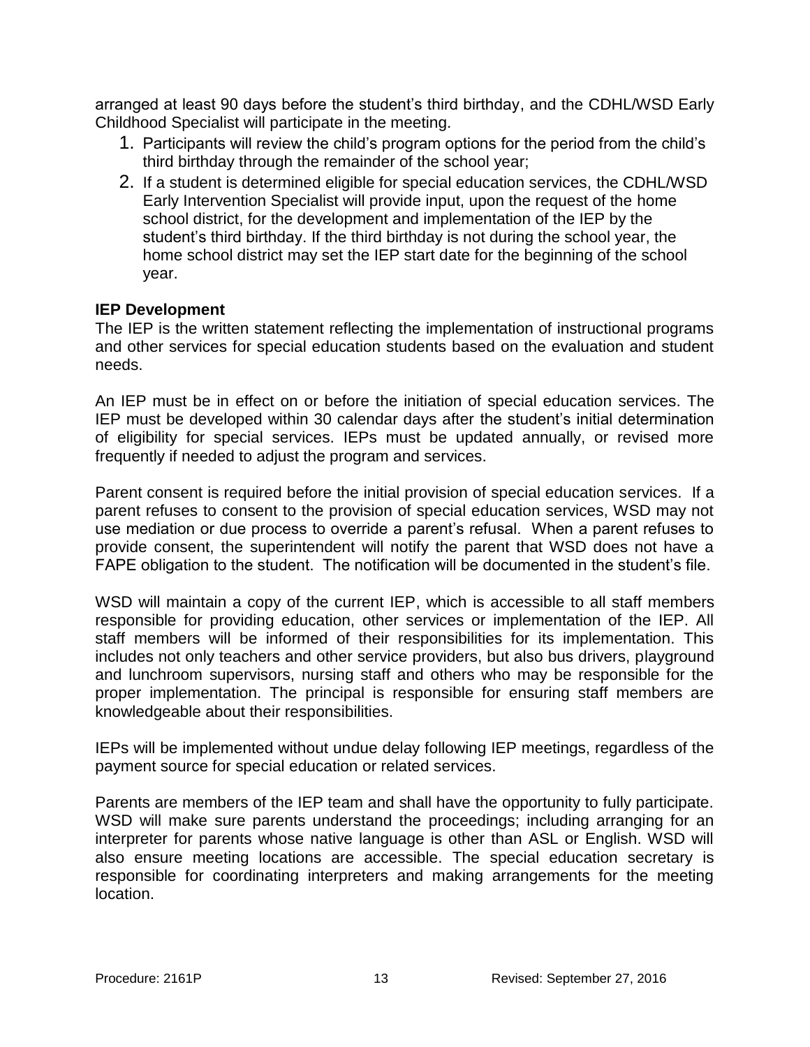arranged at least 90 days before the student's third birthday, and the CDHL/WSD Early Childhood Specialist will participate in the meeting.

1. Participants will review the child's program options for the period from the child's third birthday through the remainder of the school year;
2. If a student is determined eligible for special education services, the CDHL/WSD Early Intervention Specialist will provide input, upon the request of the home school district, for the development and implementation of the IEP by the student's third birthday. If the third birthday is not during the school year, the home school district may set the IEP start date for the beginning of the school year.

**IEP Development**

The IEP is the written statement reflecting the implementation of instructional programs and other services for special education students based on the evaluation and student needs.

An IEP must be in effect on or before the initiation of special education services. The IEP must be developed within 30 calendar days after the student's initial determination of eligibility for special services. IEPs must be updated annually, or revised more frequently if needed to adjust the program and services.

Parent consent is required before the initial provision of special education services. If a parent refuses to consent to the provision of special education services, WSD may not use mediation or due process to override a parent's refusal. When a parent refuses to provide consent, the superintendent will notify the parent that WSD does not have a FAPE obligation to the student. The notification will be documented in the student's file.

WSD will maintain a copy of the current IEP, which is accessible to all staff members responsible for providing education, other services or implementation of the IEP. All staff members will be informed of their responsibilities for its implementation. This includes not only teachers and other service providers, but also bus drivers, playground and lunchroom supervisors, nursing staff and others who may be responsible for the proper implementation. The principal is responsible for ensuring staff members are knowledgeable about their responsibilities.

IEPs will be implemented without undue delay following IEP meetings, regardless of the payment source for special education or related services.

Parents are members of the IEP team and shall have the opportunity to fully participate. WSD will make sure parents understand the proceedings; including arranging for an interpreter for parents whose native language is other than ASL or English. WSD will also ensure meeting locations are accessible. The special education secretary is responsible for coordinating interpreters and making arrangements for the meeting location.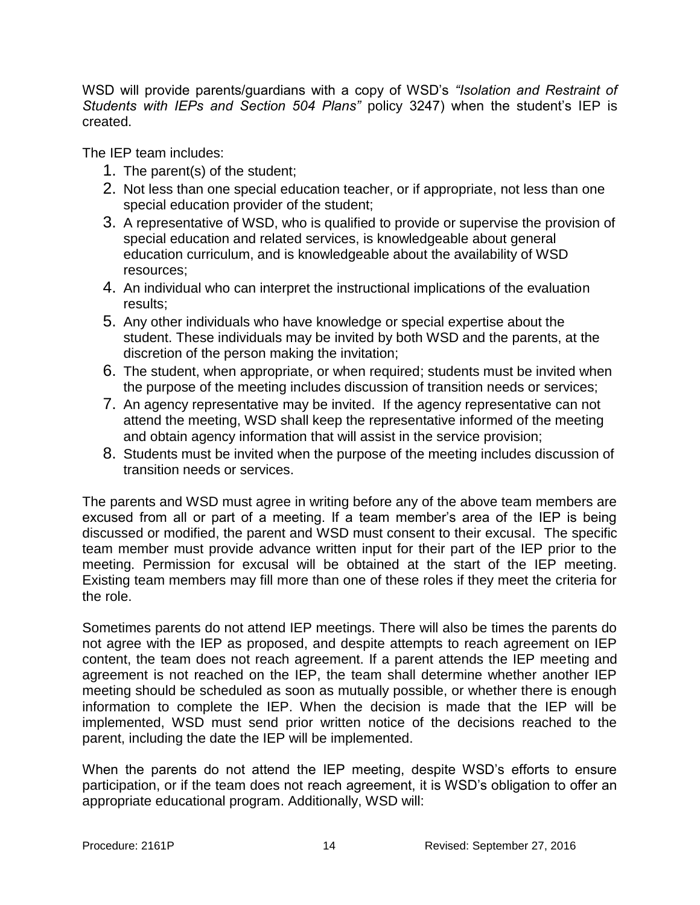WSD will provide parents/guardians with a copy of WSD's *"Isolation and Restraint of Students with IEPs and Section 504 Plans"* policy 3247) when the student's IEP is created.

The IEP team includes:

1. The parent(s) of the student;
2. Not less than one special education teacher, or if appropriate, not less than one special education provider of the student;
3. A representative of WSD, who is qualified to provide or supervise the provision of special education and related services, is knowledgeable about general education curriculum, and is knowledgeable about the availability of WSD resources;
4. An individual who can interpret the instructional implications of the evaluation results;
5. Any other individuals who have knowledge or special expertise about the student. These individuals may be invited by both WSD and the parents, at the discretion of the person making the invitation;
6. The student, when appropriate, or when required; students must be invited when the purpose of the meeting includes discussion of transition needs or services;
7. An agency representative may be invited. If the agency representative can not attend the meeting, WSD shall keep the representative informed of the meeting and obtain agency information that will assist in the service provision;
8. Students must be invited when the purpose of the meeting includes discussion of transition needs or services.

The parents and WSD must agree in writing before any of the above team members are excused from all or part of a meeting. If a team member's area of the IEP is being discussed or modified, the parent and WSD must consent to their excusal. The specific team member must provide advance written input for their part of the IEP prior to the meeting. Permission for excusal will be obtained at the start of the IEP meeting. Existing team members may fill more than one of these roles if they meet the criteria for the role.

Sometimes parents do not attend IEP meetings. There will also be times the parents do not agree with the IEP as proposed, and despite attempts to reach agreement on IEP content, the team does not reach agreement. If a parent attends the IEP meeting and agreement is not reached on the IEP, the team shall determine whether another IEP meeting should be scheduled as soon as mutually possible, or whether there is enough information to complete the IEP. When the decision is made that the IEP will be implemented, WSD must send prior written notice of the decisions reached to the parent, including the date the IEP will be implemented.

When the parents do not attend the IEP meeting, despite WSD's efforts to ensure participation, or if the team does not reach agreement, it is WSD's obligation to offer an appropriate educational program. Additionally, WSD will: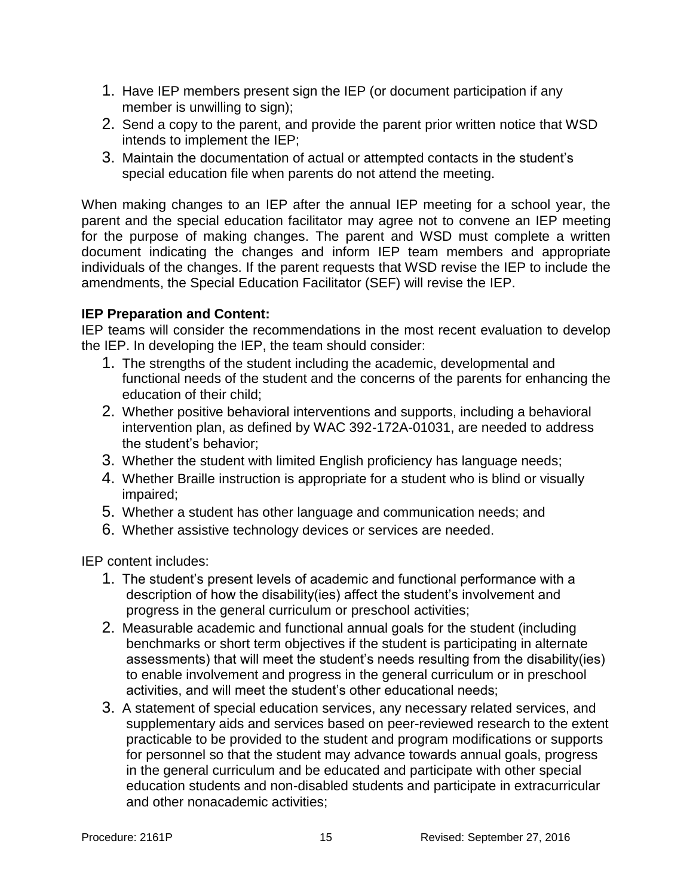1. Have IEP members present sign the IEP (or document participation if any member is unwilling to sign);
2. Send a copy to the parent, and provide the parent prior written notice that WSD intends to implement the IEP;
3. Maintain the documentation of actual or attempted contacts in the student's special education file when parents do not attend the meeting.

When making changes to an IEP after the annual IEP meeting for a school year, the parent and the special education facilitator may agree not to convene an IEP meeting for the purpose of making changes. The parent and WSD must complete a written document indicating the changes and inform IEP team members and appropriate individuals of the changes. If the parent requests that WSD revise the IEP to include the amendments, the Special Education Facilitator (SEF) will revise the IEP.

**IEP Preparation and Content:**
IEP teams will consider the recommendations in the most recent evaluation to develop the IEP. In developing the IEP, the team should consider:

1. The strengths of the student including the academic, developmental and functional needs of the student and the concerns of the parents for enhancing the education of their child;
2. Whether positive behavioral interventions and supports, including a behavioral intervention plan, as defined by WAC 392-172A-01031, are needed to address the student's behavior;
3. Whether the student with limited English proficiency has language needs;
4. Whether Braille instruction is appropriate for a student who is blind or visually impaired;
5. Whether a student has other language and communication needs; and
6. Whether assistive technology devices or services are needed.

IEP content includes:

1. The student's present levels of academic and functional performance with a description of how the disability(ies) affect the student's involvement and progress in the general curriculum or preschool activities;
2. Measurable academic and functional annual goals for the student (including benchmarks or short term objectives if the student is participating in alternate assessments) that will meet the student's needs resulting from the disability(ies) to enable involvement and progress in the general curriculum or in preschool activities, and will meet the student's other educational needs;
3. A statement of special education services, any necessary related services, and supplementary aids and services based on peer-reviewed research to the extent practicable to be provided to the student and program modifications or supports for personnel so that the student may advance towards annual goals, progress in the general curriculum and be educated and participate with other special education students and non-disabled students and participate in extracurricular and other nonacademic activities;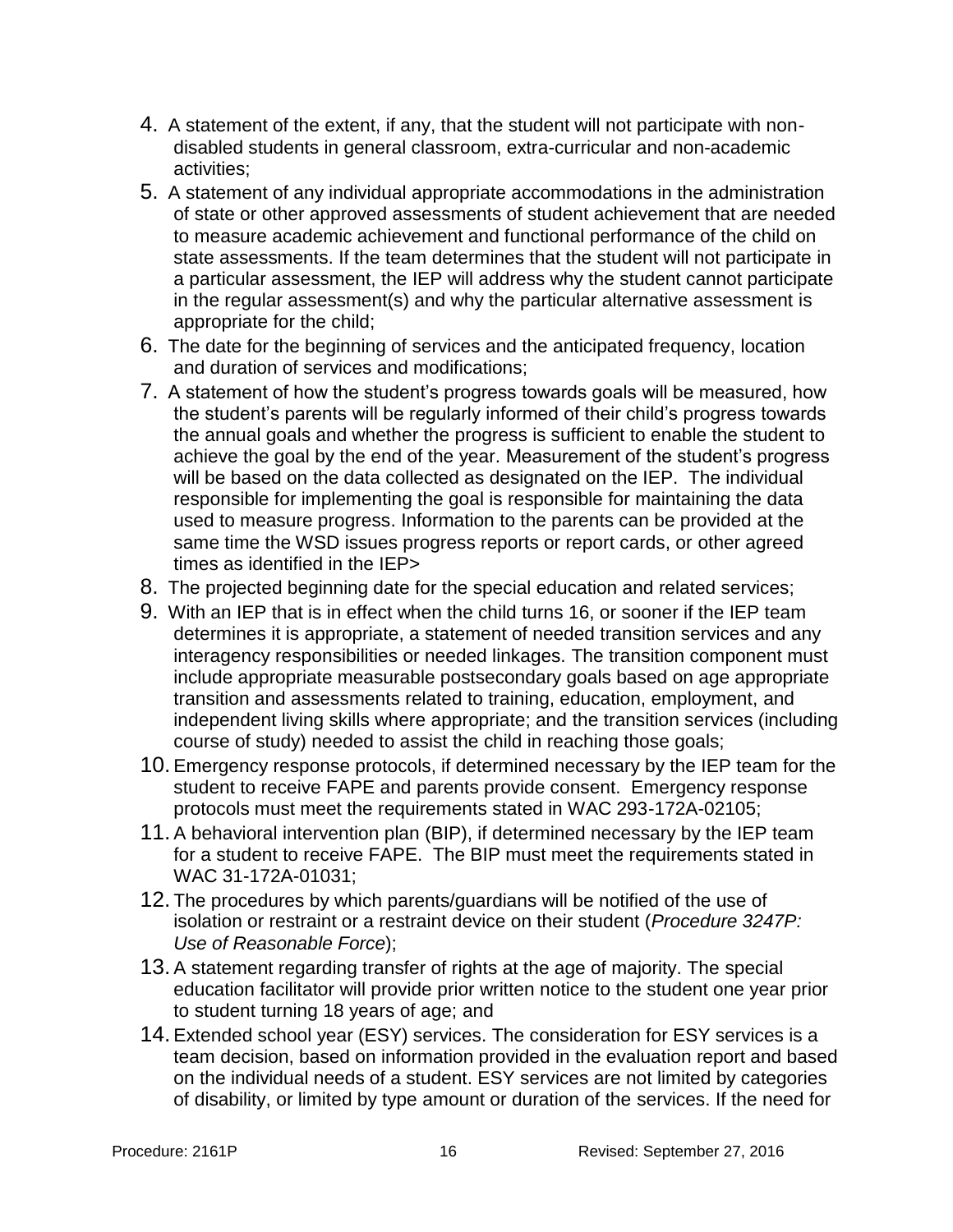4. A statement of the extent, if any, that the student will not participate with non-disabled students in general classroom, extra-curricular and non-academic activities;
5. A statement of any individual appropriate accommodations in the administration of state or other approved assessments of student achievement that are needed to measure academic achievement and functional performance of the child on state assessments. If the team determines that the student will not participate in a particular assessment, the IEP will address why the student cannot participate in the regular assessment(s) and why the particular alternative assessment is appropriate for the child;
6. The date for the beginning of services and the anticipated frequency, location and duration of services and modifications;
7. A statement of how the student's progress towards goals will be measured, how the student's parents will be regularly informed of their child's progress towards the annual goals and whether the progress is sufficient to enable the student to achieve the goal by the end of the year. Measurement of the student's progress will be based on the data collected as designated on the IEP. The individual responsible for implementing the goal is responsible for maintaining the data used to measure progress. Information to the parents can be provided at the same time the WSD issues progress reports or report cards, or other agreed times as identified in the IEP>
8. The projected beginning date for the special education and related services;
9. With an IEP that is in effect when the child turns 16, or sooner if the IEP team determines it is appropriate, a statement of needed transition services and any interagency responsibilities or needed linkages. The transition component must include appropriate measurable postsecondary goals based on age appropriate transition and assessments related to training, education, employment, and independent living skills where appropriate; and the transition services (including course of study) needed to assist the child in reaching those goals;
10. Emergency response protocols, if determined necessary by the IEP team for the student to receive FAPE and parents provide consent. Emergency response protocols must meet the requirements stated in WAC 293-172A-02105;
11. A behavioral intervention plan (BIP), if determined necessary by the IEP team for a student to receive FAPE. The BIP must meet the requirements stated in WAC 31-172A-01031;
12. The procedures by which parents/guardians will be notified of the use of isolation or restraint or a restraint device on their student (*Procedure 3247P: Use of Reasonable Force*);
13. A statement regarding transfer of rights at the age of majority. The special education facilitator will provide prior written notice to the student one year prior to student turning 18 years of age; and
14. Extended school year (ESY) services. The consideration for ESY services is a team decision, based on information provided in the evaluation report and based on the individual needs of a student. ESY services are not limited by categories of disability, or limited by type amount or duration of the services. If the need for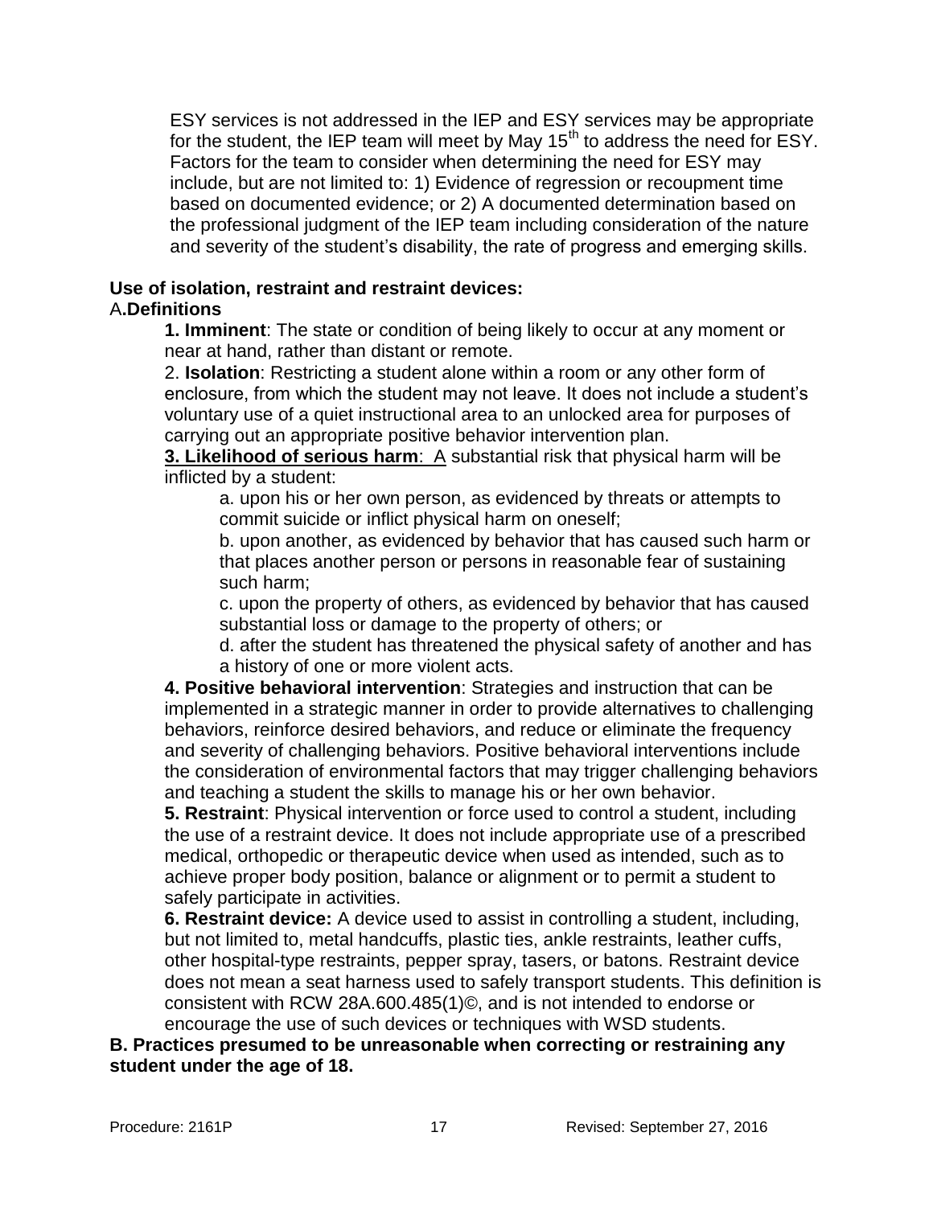ESY services is not addressed in the IEP and ESY services may be appropriate for the student, the IEP team will meet by May 15th to address the need for ESY. Factors for the team to consider when determining the need for ESY may include, but are not limited to: 1) Evidence of regression or recoupment time based on documented evidence; or 2) A documented determination based on the professional judgment of the IEP team including consideration of the nature and severity of the student's disability, the rate of progress and emerging skills.

**Use of isolation, restraint and restraint devices:**

A**.Definitions**

**1. Imminent**: The state or condition of being likely to occur at any moment or near at hand, rather than distant or remote.

2. **Isolation**: Restricting a student alone within a room or any other form of enclosure, from which the student may not leave. It does not include a student's voluntary use of a quiet instructional area to an unlocked area for purposes of carrying out an appropriate positive behavior intervention plan.

**3. Likelihood of serious harm**: A substantial risk that physical harm will be inflicted by a student:

a. upon his or her own person, as evidenced by threats or attempts to commit suicide or inflict physical harm on oneself;

b. upon another, as evidenced by behavior that has caused such harm or that places another person or persons in reasonable fear of sustaining such harm;

c. upon the property of others, as evidenced by behavior that has caused substantial loss or damage to the property of others; or

d. after the student has threatened the physical safety of another and has a history of one or more violent acts.

**4. Positive behavioral intervention**: Strategies and instruction that can be implemented in a strategic manner in order to provide alternatives to challenging behaviors, reinforce desired behaviors, and reduce or eliminate the frequency and severity of challenging behaviors. Positive behavioral interventions include the consideration of environmental factors that may trigger challenging behaviors and teaching a student the skills to manage his or her own behavior.

**5. Restraint**: Physical intervention or force used to control a student, including the use of a restraint device. It does not include appropriate use of a prescribed medical, orthopedic or therapeutic device when used as intended, such as to achieve proper body position, balance or alignment or to permit a student to safely participate in activities.

**6. Restraint device:** A device used to assist in controlling a student, including, but not limited to, metal handcuffs, plastic ties, ankle restraints, leather cuffs, other hospital-type restraints, pepper spray, tasers, or batons. Restraint device does not mean a seat harness used to safely transport students. This definition is consistent with RCW 28A.600.485(1)©, and is not intended to endorse or encourage the use of such devices or techniques with WSD students.

**B. Practices presumed to be unreasonable when correcting or restraining any student under the age of 18.**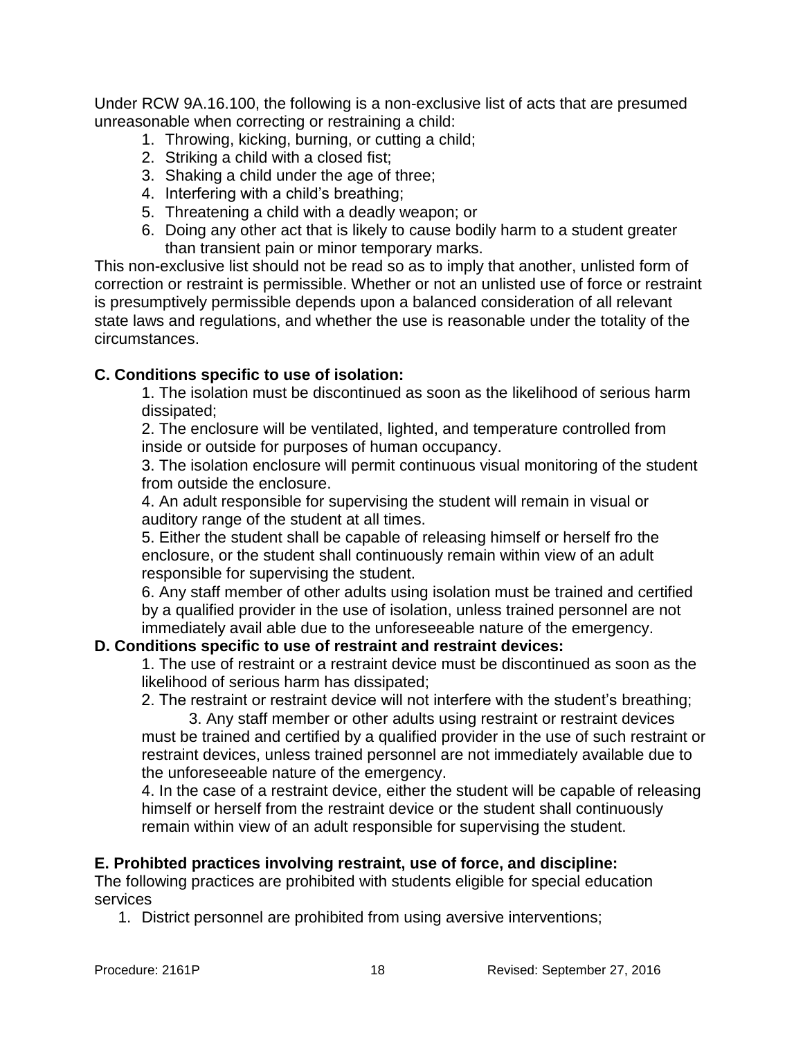Under RCW 9A.16.100, the following is a non-exclusive list of acts that are presumed unreasonable when correcting or restraining a child:

1. Throwing, kicking, burning, or cutting a child;
2. Striking a child with a closed fist;
3. Shaking a child under the age of three;
4. Interfering with a child's breathing;
5. Threatening a child with a deadly weapon; or
6. Doing any other act that is likely to cause bodily harm to a student greater than transient pain or minor temporary marks.

This non-exclusive list should not be read so as to imply that another, unlisted form of correction or restraint is permissible. Whether or not an unlisted use of force or restraint is presumptively permissible depends upon a balanced consideration of all relevant state laws and regulations, and whether the use is reasonable under the totality of the circumstances.

**C. Conditions specific to use of isolation:**

1. The isolation must be discontinued as soon as the likelihood of serious harm dissipated;
2. The enclosure will be ventilated, lighted, and temperature controlled from inside or outside for purposes of human occupancy.
3. The isolation enclosure will permit continuous visual monitoring of the student from outside the enclosure.
4. An adult responsible for supervising the student will remain in visual or auditory range of the student at all times.
5. Either the student shall be capable of releasing himself or herself fro the enclosure, or the student shall continuously remain within view of an adult responsible for supervising the student.
6. Any staff member of other adults using isolation must be trained and certified by a qualified provider in the use of isolation, unless trained personnel are not immediately avail able due to the unforeseeable nature of the emergency.

**D. Conditions specific to use of restraint and restraint devices:**

1. The use of restraint or a restraint device must be discontinued as soon as the likelihood of serious harm has dissipated;
2. The restraint or restraint device will not interfere with the student's breathing;
3. Any staff member or other adults using restraint or restraint devices must be trained and certified by a qualified provider in the use of such restraint or restraint devices, unless trained personnel are not immediately available due to the unforeseeable nature of the emergency.
4. In the case of a restraint device, either the student will be capable of releasing himself or herself from the restraint device or the student shall continuously remain within view of an adult responsible for supervising the student.

**E. Prohibted practices involving restraint, use of force, and discipline:**

The following practices are prohibited with students eligible for special education services

1. District personnel are prohibited from using aversive interventions;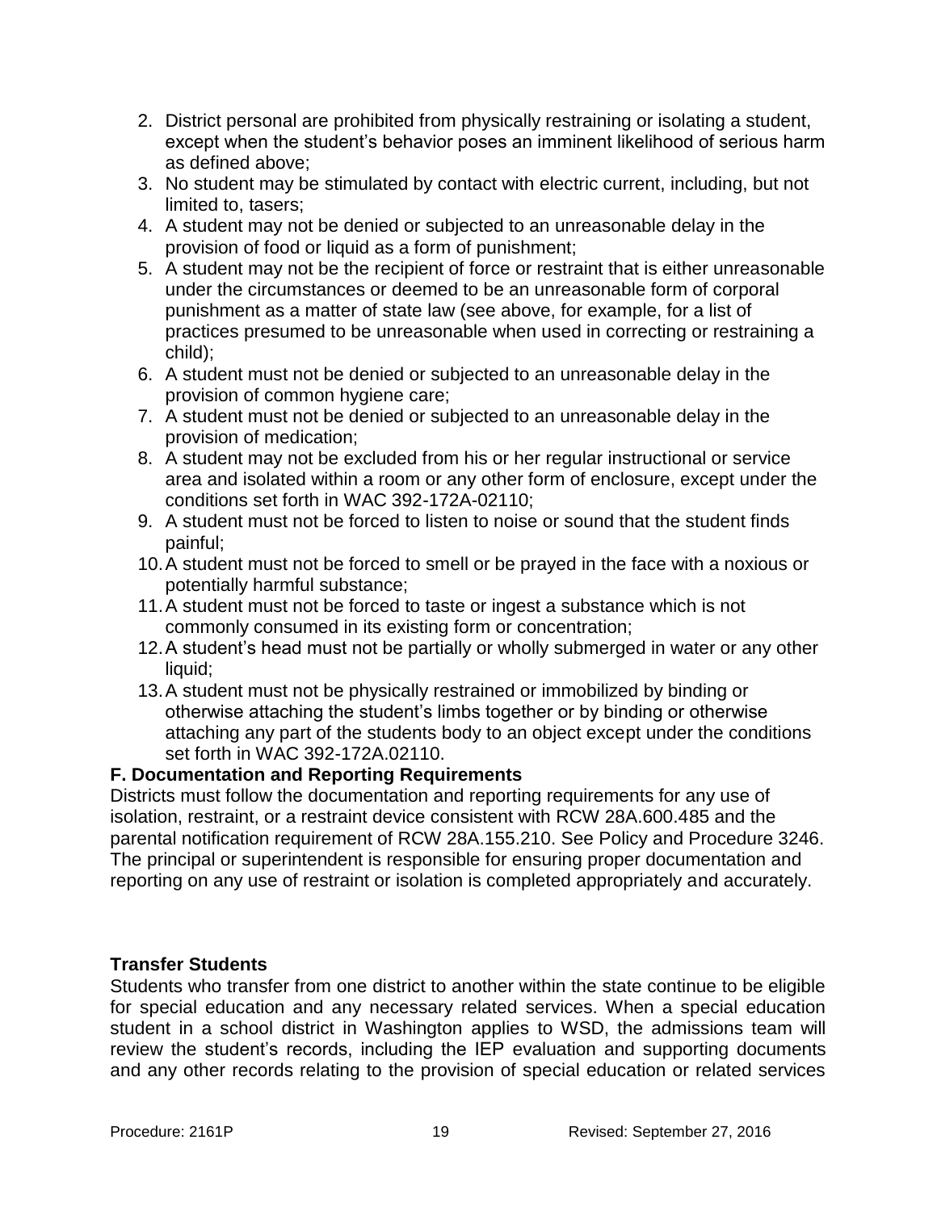2. District personal are prohibited from physically restraining or isolating a student, except when the student's behavior poses an imminent likelihood of serious harm as defined above;
3. No student may be stimulated by contact with electric current, including, but not limited to, tasers;
4. A student may not be denied or subjected to an unreasonable delay in the provision of food or liquid as a form of punishment;
5. A student may not be the recipient of force or restraint that is either unreasonable under the circumstances or deemed to be an unreasonable form of corporal punishment as a matter of state law (see above, for example, for a list of practices presumed to be unreasonable when used in correcting or restraining a child);
6. A student must not be denied or subjected to an unreasonable delay in the provision of common hygiene care;
7. A student must not be denied or subjected to an unreasonable delay in the provision of medication;
8. A student may not be excluded from his or her regular instructional or service area and isolated within a room or any other form of enclosure, except under the conditions set forth in WAC 392-172A-02110;
9. A student must not be forced to listen to noise or sound that the student finds painful;
10. A student must not be forced to smell or be prayed in the face with a noxious or potentially harmful substance;
11. A student must not be forced to taste or ingest a substance which is not commonly consumed in its existing form or concentration;
12. A student's head must not be partially or wholly submerged in water or any other liquid;
13. A student must not be physically restrained or immobilized by binding or otherwise attaching the student's limbs together or by binding or otherwise attaching any part of the students body to an object except under the conditions set forth in WAC 392-172A.02110.

**F. Documentation and Reporting Requirements**

Districts must follow the documentation and reporting requirements for any use of isolation, restraint, or a restraint device consistent with RCW 28A.600.485 and the parental notification requirement of RCW 28A.155.210. See Policy and Procedure 3246. The principal or superintendent is responsible for ensuring proper documentation and reporting on any use of restraint or isolation is completed appropriately and accurately.

**Transfer Students**

Students who transfer from one district to another within the state continue to be eligible for special education and any necessary related services. When a special education student in a school district in Washington applies to WSD, the admissions team will review the student's records, including the IEP evaluation and supporting documents and any other records relating to the provision of special education or related services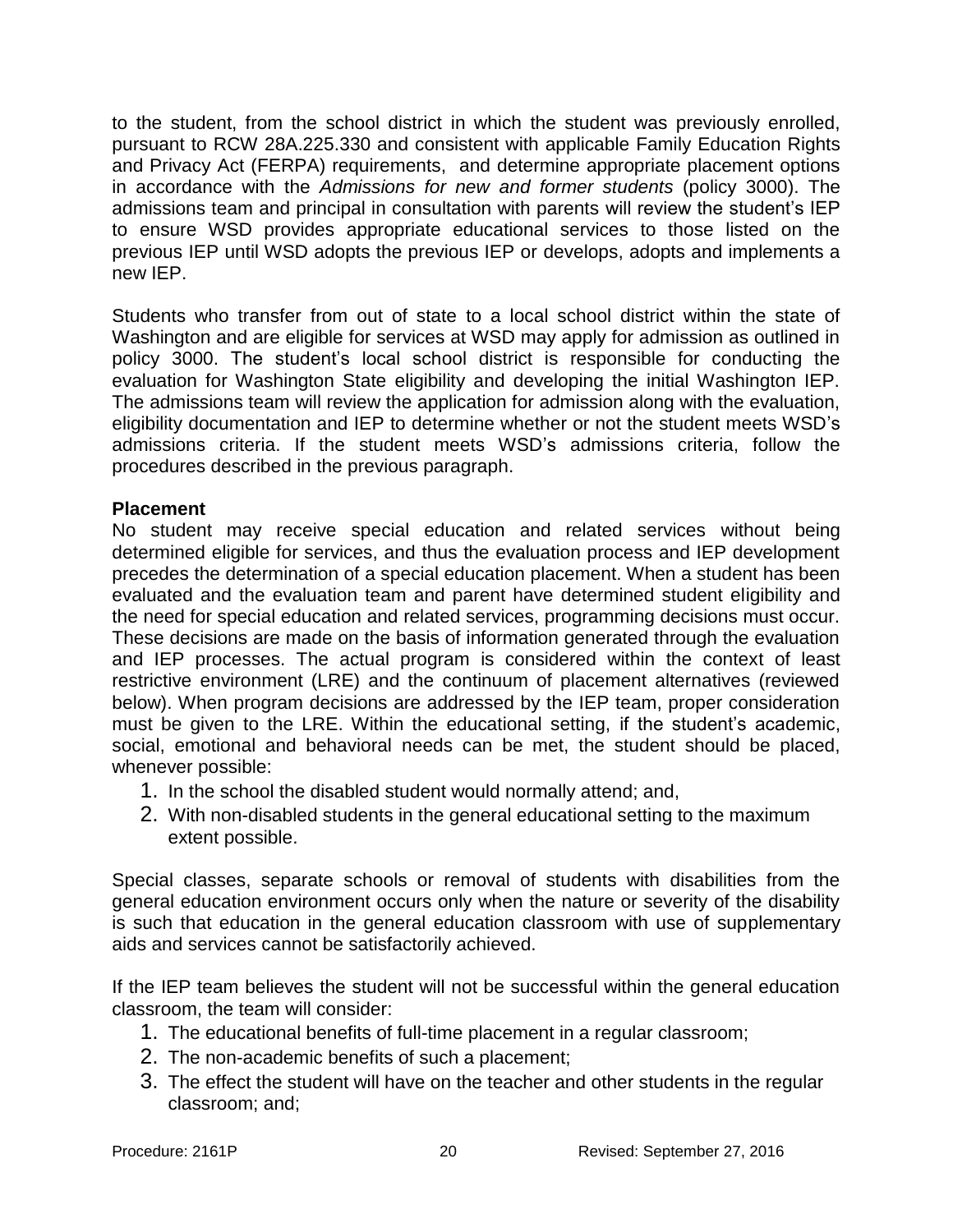to the student, from the school district in which the student was previously enrolled, pursuant to RCW 28A.225.330 and consistent with applicable Family Education Rights and Privacy Act (FERPA) requirements,  and determine appropriate placement options in accordance with the *Admissions for new and former students* (policy 3000). The admissions team and principal in consultation with parents will review the student's IEP to ensure WSD provides appropriate educational services to those listed on the previous IEP until WSD adopts the previous IEP or develops, adopts and implements a new IEP.

Students who transfer from out of state to a local school district within the state of Washington and are eligible for services at WSD may apply for admission as outlined in policy 3000. The student's local school district is responsible for conducting the evaluation for Washington State eligibility and developing the initial Washington IEP. The admissions team will review the application for admission along with the evaluation, eligibility documentation and IEP to determine whether or not the student meets WSD's admissions criteria. If the student meets WSD's admissions criteria, follow the procedures described in the previous paragraph.

**Placement**

No student may receive special education and related services without being determined eligible for services, and thus the evaluation process and IEP development precedes the determination of a special education placement. When a student has been evaluated and the evaluation team and parent have determined student eligibility and the need for special education and related services, programming decisions must occur. These decisions are made on the basis of information generated through the evaluation and IEP processes. The actual program is considered within the context of least restrictive environment (LRE) and the continuum of placement alternatives (reviewed below). When program decisions are addressed by the IEP team, proper consideration must be given to the LRE. Within the educational setting, if the student's academic, social, emotional and behavioral needs can be met, the student should be placed, whenever possible:

1. In the school the disabled student would normally attend; and,
2. With non-disabled students in the general educational setting to the maximum extent possible.

Special classes, separate schools or removal of students with disabilities from the general education environment occurs only when the nature or severity of the disability is such that education in the general education classroom with use of supplementary aids and services cannot be satisfactorily achieved.

If the IEP team believes the student will not be successful within the general education classroom, the team will consider:

1. The educational benefits of full-time placement in a regular classroom;
2. The non-academic benefits of such a placement;
3. The effect the student will have on the teacher and other students in the regular classroom; and;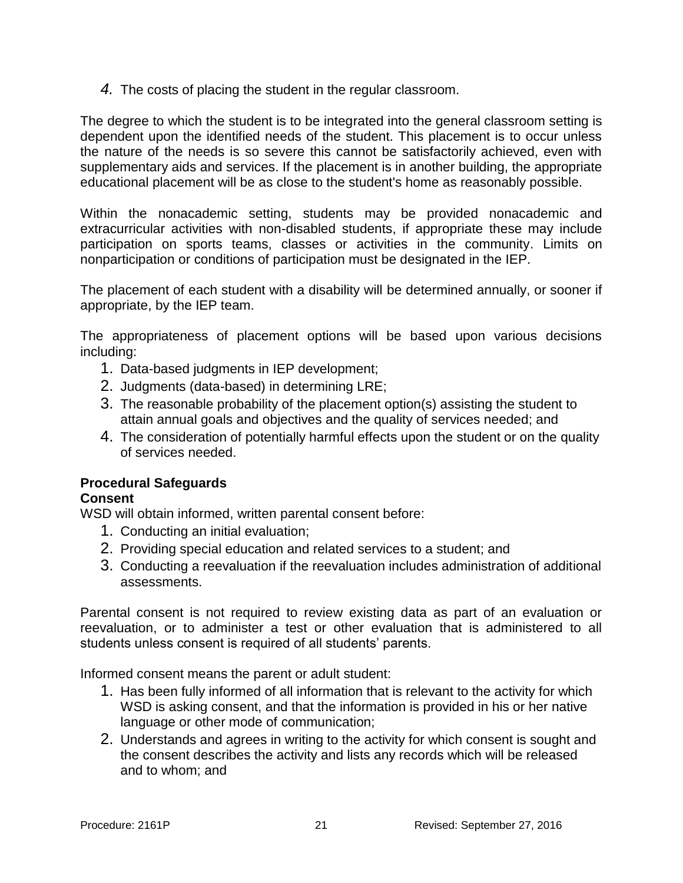4. The costs of placing the student in the regular classroom.

The degree to which the student is to be integrated into the general classroom setting is dependent upon the identified needs of the student. This placement is to occur unless the nature of the needs is so severe this cannot be satisfactorily achieved, even with supplementary aids and services. If the placement is in another building, the appropriate educational placement will be as close to the student's home as reasonably possible.

Within the nonacademic setting, students may be provided nonacademic and extracurricular activities with non-disabled students, if appropriate these may include participation on sports teams, classes or activities in the community. Limits on nonparticipation or conditions of participation must be designated in the IEP.

The placement of each student with a disability will be determined annually, or sooner if appropriate, by the IEP team.

The appropriateness of placement options will be based upon various decisions including:

1. Data-based judgments in IEP development;
2. Judgments (data-based) in determining LRE;
3. The reasonable probability of the placement option(s) assisting the student to attain annual goals and objectives and the quality of services needed; and
4. The consideration of potentially harmful effects upon the student or on the quality of services needed.

**Procedural Safeguards**

**Consent**

WSD will obtain informed, written parental consent before:

1. Conducting an initial evaluation;
2. Providing special education and related services to a student; and
3. Conducting a reevaluation if the reevaluation includes administration of additional assessments.

Parental consent is not required to review existing data as part of an evaluation or reevaluation, or to administer a test or other evaluation that is administered to all students unless consent is required of all students' parents.

Informed consent means the parent or adult student:

1. Has been fully informed of all information that is relevant to the activity for which WSD is asking consent, and that the information is provided in his or her native language or other mode of communication;
2. Understands and agrees in writing to the activity for which consent is sought and the consent describes the activity and lists any records which will be released and to whom; and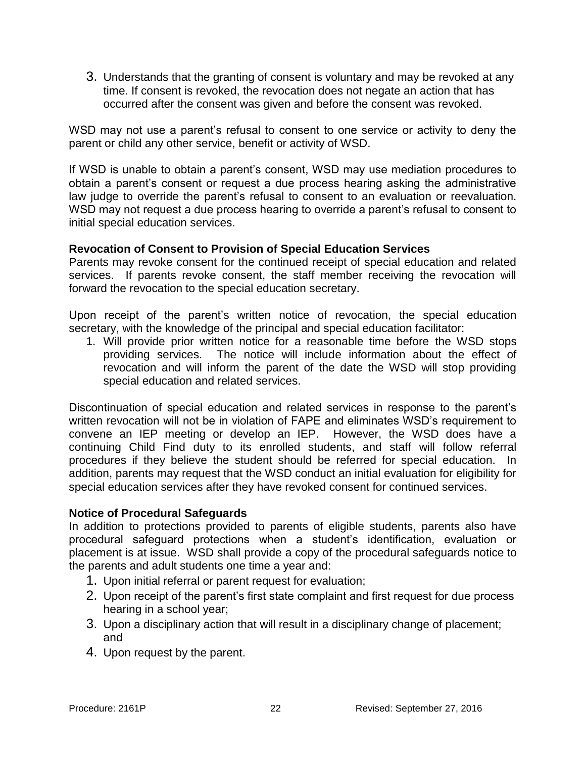3. Understands that the granting of consent is voluntary and may be revoked at any time. If consent is revoked, the revocation does not negate an action that has occurred after the consent was given and before the consent was revoked.

WSD may not use a parent's refusal to consent to one service or activity to deny the parent or child any other service, benefit or activity of WSD.

If WSD is unable to obtain a parent's consent, WSD may use mediation procedures to obtain a parent's consent or request a due process hearing asking the administrative law judge to override the parent's refusal to consent to an evaluation or reevaluation. WSD may not request a due process hearing to override a parent's refusal to consent to initial special education services.

**Revocation of Consent to Provision of Special Education Services**

Parents may revoke consent for the continued receipt of special education and related services. If parents revoke consent, the staff member receiving the revocation will forward the revocation to the special education secretary.

Upon receipt of the parent's written notice of revocation, the special education secretary, with the knowledge of the principal and special education facilitator:

1. Will provide prior written notice for a reasonable time before the WSD stops providing services. The notice will include information about the effect of revocation and will inform the parent of the date the WSD will stop providing special education and related services.

Discontinuation of special education and related services in response to the parent's written revocation will not be in violation of FAPE and eliminates WSD's requirement to convene an IEP meeting or develop an IEP. However, the WSD does have a continuing Child Find duty to its enrolled students, and staff will follow referral procedures if they believe the student should be referred for special education. In addition, parents may request that the WSD conduct an initial evaluation for eligibility for special education services after they have revoked consent for continued services.

**Notice of Procedural Safeguards**

In addition to protections provided to parents of eligible students, parents also have procedural safeguard protections when a student's identification, evaluation or placement is at issue. WSD shall provide a copy of the procedural safeguards notice to the parents and adult students one time a year and:

1. Upon initial referral or parent request for evaluation;
2. Upon receipt of the parent's first state complaint and first request for due process hearing in a school year;
3. Upon a disciplinary action that will result in a disciplinary change of placement; and
4. Upon request by the parent.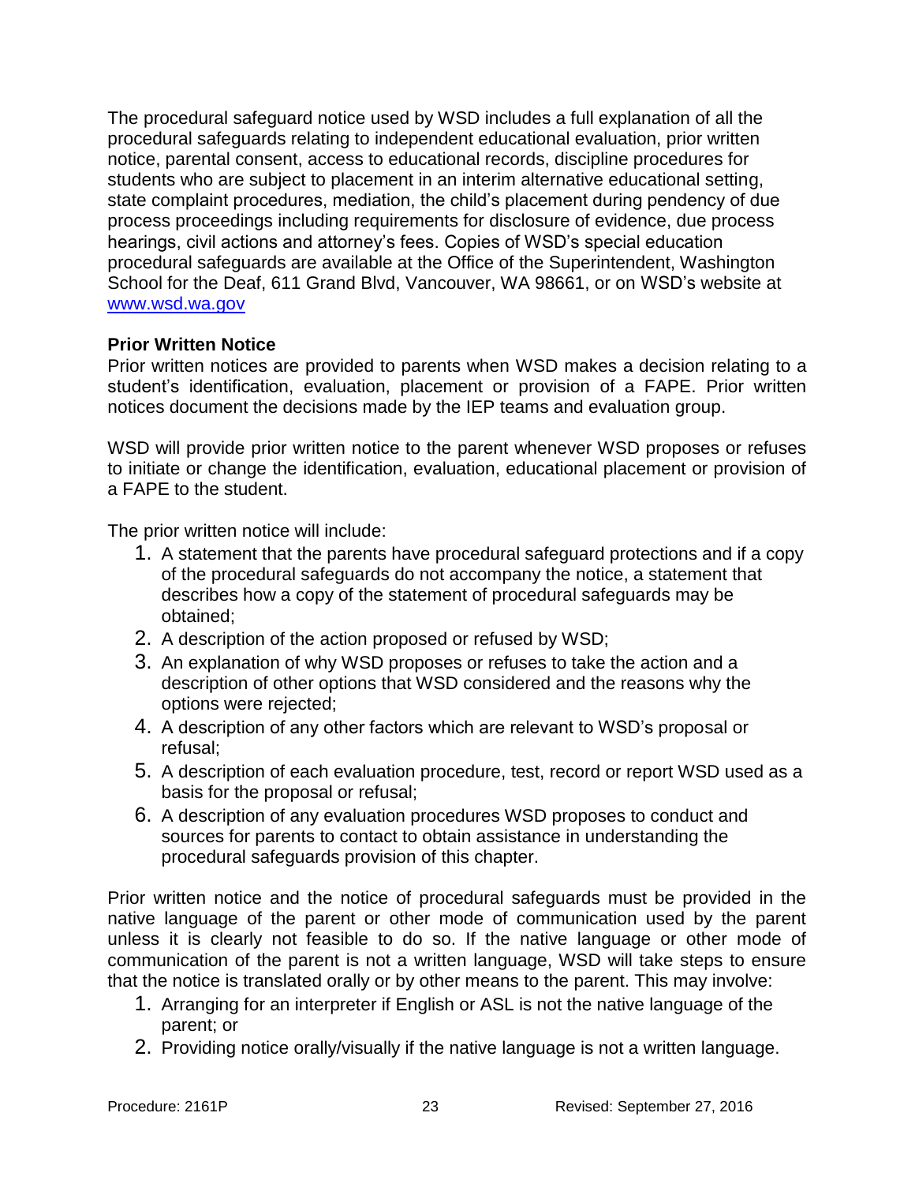The procedural safeguard notice used by WSD includes a full explanation of all the procedural safeguards relating to independent educational evaluation, prior written notice, parental consent, access to educational records, discipline procedures for students who are subject to placement in an interim alternative educational setting, state complaint procedures, mediation, the child's placement during pendency of due process proceedings including requirements for disclosure of evidence, due process hearings, civil actions and attorney's fees. Copies of WSD's special education procedural safeguards are available at the Office of the Superintendent, Washington School for the Deaf, 611 Grand Blvd, Vancouver, WA 98661, or on WSD's website at [www.wsd.wa.gov](http://www.wsd.wa.gov)

**Prior Written Notice**

Prior written notices are provided to parents when WSD makes a decision relating to a student's identification, evaluation, placement or provision of a FAPE. Prior written notices document the decisions made by the IEP teams and evaluation group.

WSD will provide prior written notice to the parent whenever WSD proposes or refuses to initiate or change the identification, evaluation, educational placement or provision of a FAPE to the student.

The prior written notice will include:

1. A statement that the parents have procedural safeguard protections and if a copy of the procedural safeguards do not accompany the notice, a statement that describes how a copy of the statement of procedural safeguards may be obtained;
2. A description of the action proposed or refused by WSD;
3. An explanation of why WSD proposes or refuses to take the action and a description of other options that WSD considered and the reasons why the options were rejected;
4. A description of any other factors which are relevant to WSD's proposal or refusal;
5. A description of each evaluation procedure, test, record or report WSD used as a basis for the proposal or refusal;
6. A description of any evaluation procedures WSD proposes to conduct and sources for parents to contact to obtain assistance in understanding the procedural safeguards provision of this chapter.

Prior written notice and the notice of procedural safeguards must be provided in the native language of the parent or other mode of communication used by the parent unless it is clearly not feasible to do so. If the native language or other mode of communication of the parent is not a written language, WSD will take steps to ensure that the notice is translated orally or by other means to the parent. This may involve:

1. Arranging for an interpreter if English or ASL is not the native language of the parent; or
2. Providing notice orally/visually if the native language is not a written language.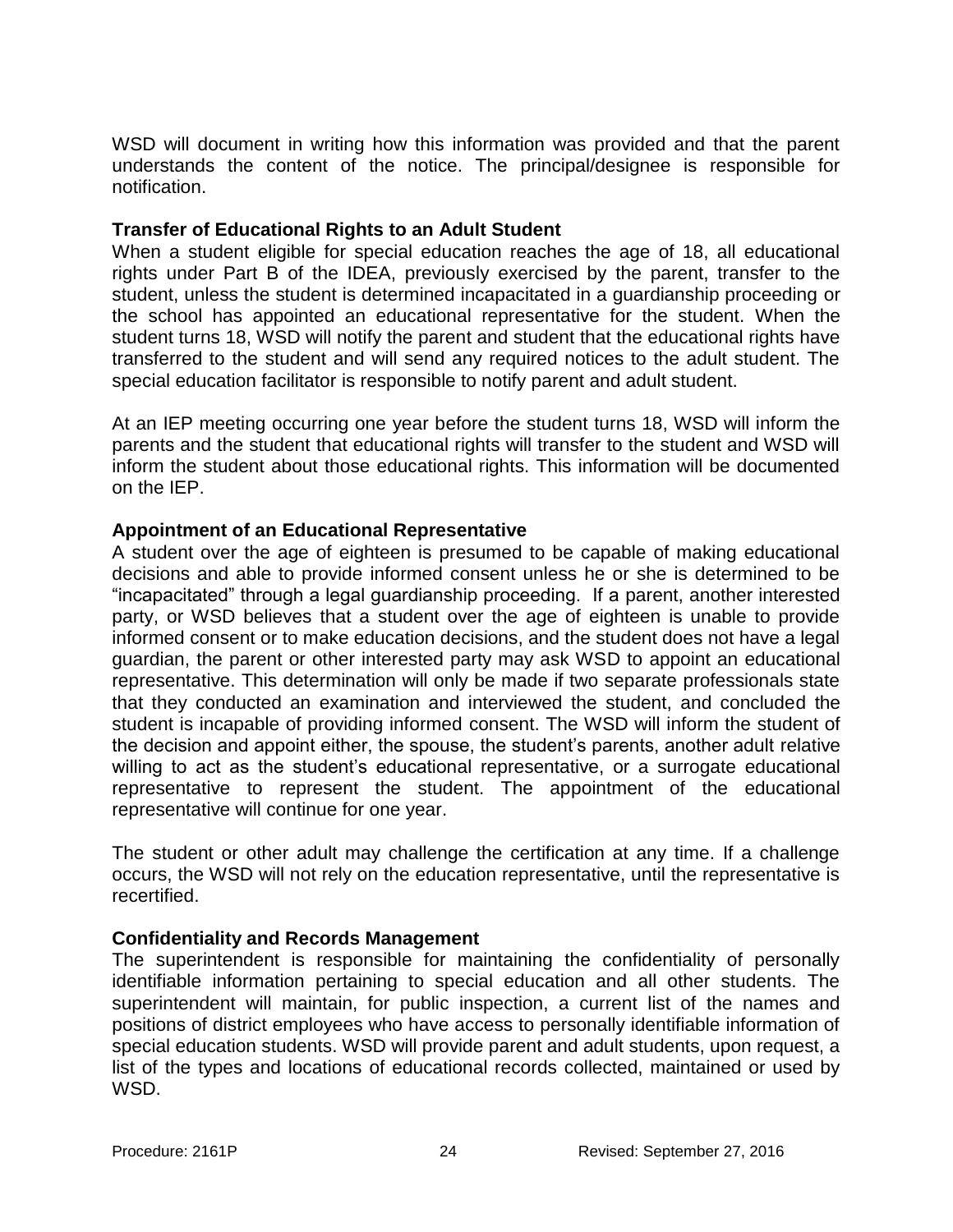WSD will document in writing how this information was provided and that the parent understands the content of the notice. The principal/designee is responsible for notification.

**Transfer of Educational Rights to an Adult Student**

When a student eligible for special education reaches the age of 18, all educational rights under Part B of the IDEA, previously exercised by the parent, transfer to the student, unless the student is determined incapacitated in a guardianship proceeding or the school has appointed an educational representative for the student. When the student turns 18, WSD will notify the parent and student that the educational rights have transferred to the student and will send any required notices to the adult student. The special education facilitator is responsible to notify parent and adult student.

At an IEP meeting occurring one year before the student turns 18, WSD will inform the parents and the student that educational rights will transfer to the student and WSD will inform the student about those educational rights. This information will be documented on the IEP.

**Appointment of an Educational Representative**

A student over the age of eighteen is presumed to be capable of making educational decisions and able to provide informed consent unless he or she is determined to be "incapacitated" through a legal guardianship proceeding. If a parent, another interested party, or WSD believes that a student over the age of eighteen is unable to provide informed consent or to make education decisions, and the student does not have a legal guardian, the parent or other interested party may ask WSD to appoint an educational representative. This determination will only be made if two separate professionals state that they conducted an examination and interviewed the student, and concluded the student is incapable of providing informed consent. The WSD will inform the student of the decision and appoint either, the spouse, the student's parents, another adult relative willing to act as the student's educational representative, or a surrogate educational representative to represent the student. The appointment of the educational representative will continue for one year.

The student or other adult may challenge the certification at any time. If a challenge occurs, the WSD will not rely on the education representative, until the representative is recertified.

**Confidentiality and Records Management**

The superintendent is responsible for maintaining the confidentiality of personally identifiable information pertaining to special education and all other students. The superintendent will maintain, for public inspection, a current list of the names and positions of district employees who have access to personally identifiable information of special education students. WSD will provide parent and adult students, upon request, a list of the types and locations of educational records collected, maintained or used by WSD.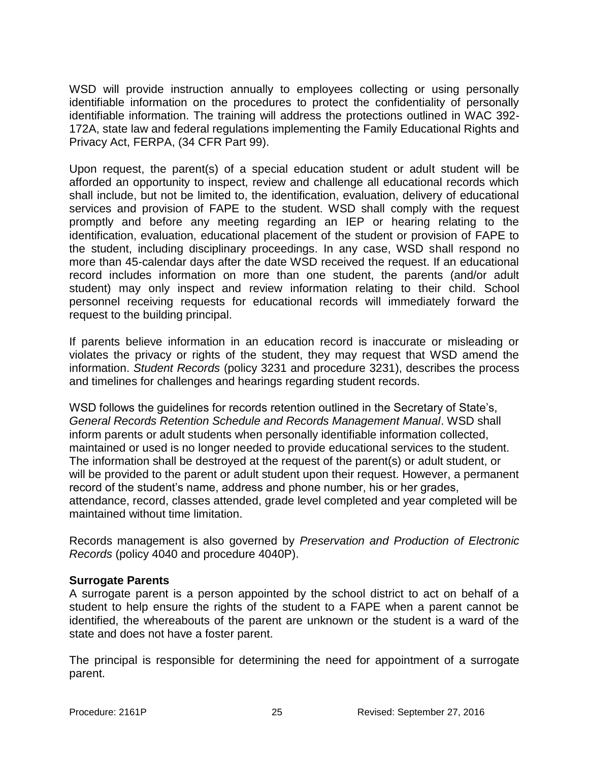WSD will provide instruction annually to employees collecting or using personally identifiable information on the procedures to protect the confidentiality of personally identifiable information. The training will address the protections outlined in WAC 392-172A, state law and federal regulations implementing the Family Educational Rights and Privacy Act, FERPA, (34 CFR Part 99).

Upon request, the parent(s) of a special education student or adult student will be afforded an opportunity to inspect, review and challenge all educational records which shall include, but not be limited to, the identification, evaluation, delivery of educational services and provision of FAPE to the student. WSD shall comply with the request promptly and before any meeting regarding an IEP or hearing relating to the identification, evaluation, educational placement of the student or provision of FAPE to the student, including disciplinary proceedings. In any case, WSD shall respond no more than 45-calendar days after the date WSD received the request. If an educational record includes information on more than one student, the parents (and/or adult student) may only inspect and review information relating to their child. School personnel receiving requests for educational records will immediately forward the request to the building principal.

If parents believe information in an education record is inaccurate or misleading or violates the privacy or rights of the student, they may request that WSD amend the information. *Student Records* (policy 3231 and procedure 3231), describes the process and timelines for challenges and hearings regarding student records.

WSD follows the guidelines for records retention outlined in the Secretary of State's, *General Records Retention Schedule and Records Management Manual*. WSD shall inform parents or adult students when personally identifiable information collected, maintained or used is no longer needed to provide educational services to the student. The information shall be destroyed at the request of the parent(s) or adult student, or will be provided to the parent or adult student upon their request. However, a permanent record of the student's name, address and phone number, his or her grades, attendance, record, classes attended, grade level completed and year completed will be maintained without time limitation.

Records management is also governed by *Preservation and Production of Electronic Records* (policy 4040 and procedure 4040P).

**Surrogate Parents**

A surrogate parent is a person appointed by the school district to act on behalf of a student to help ensure the rights of the student to a FAPE when a parent cannot be identified, the whereabouts of the parent are unknown or the student is a ward of the state and does not have a foster parent.

The principal is responsible for determining the need for appointment of a surrogate parent.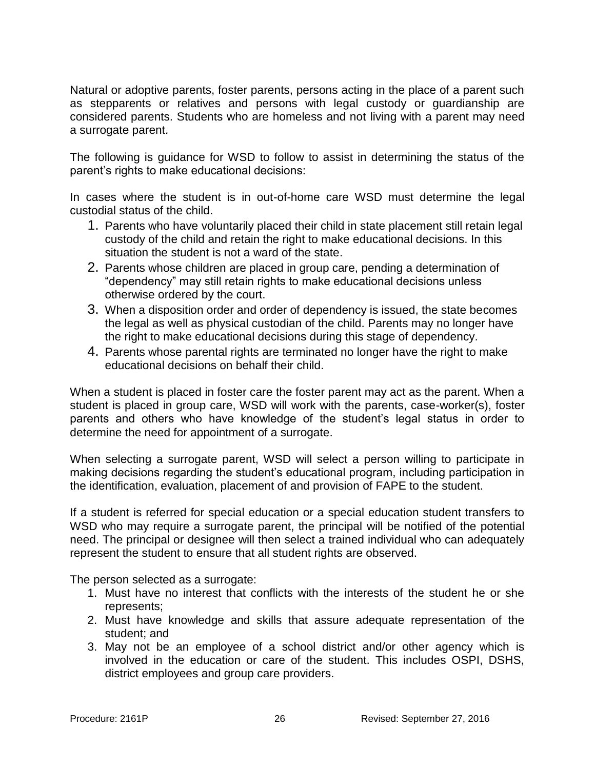Natural or adoptive parents, foster parents, persons acting in the place of a parent such as stepparents or relatives and persons with legal custody or guardianship are considered parents. Students who are homeless and not living with a parent may need a surrogate parent.

The following is guidance for WSD to follow to assist in determining the status of the parent's rights to make educational decisions:

In cases where the student is in out-of-home care WSD must determine the legal custodial status of the child.

1. Parents who have voluntarily placed their child in state placement still retain legal custody of the child and retain the right to make educational decisions. In this situation the student is not a ward of the state.
2. Parents whose children are placed in group care, pending a determination of "dependency" may still retain rights to make educational decisions unless otherwise ordered by the court.
3. When a disposition order and order of dependency is issued, the state becomes the legal as well as physical custodian of the child. Parents may no longer have the right to make educational decisions during this stage of dependency.
4. Parents whose parental rights are terminated no longer have the right to make educational decisions on behalf their child.

When a student is placed in foster care the foster parent may act as the parent. When a student is placed in group care, WSD will work with the parents, case-worker(s), foster parents and others who have knowledge of the student's legal status in order to determine the need for appointment of a surrogate.

When selecting a surrogate parent, WSD will select a person willing to participate in making decisions regarding the student's educational program, including participation in the identification, evaluation, placement of and provision of FAPE to the student.

If a student is referred for special education or a special education student transfers to WSD who may require a surrogate parent, the principal will be notified of the potential need. The principal or designee will then select a trained individual who can adequately represent the student to ensure that all student rights are observed.

The person selected as a surrogate:

1. Must have no interest that conflicts with the interests of the student he or she represents;
2. Must have knowledge and skills that assure adequate representation of the student; and
3. May not be an employee of a school district and/or other agency which is involved in the education or care of the student. This includes OSPI, DSHS, district employees and group care providers.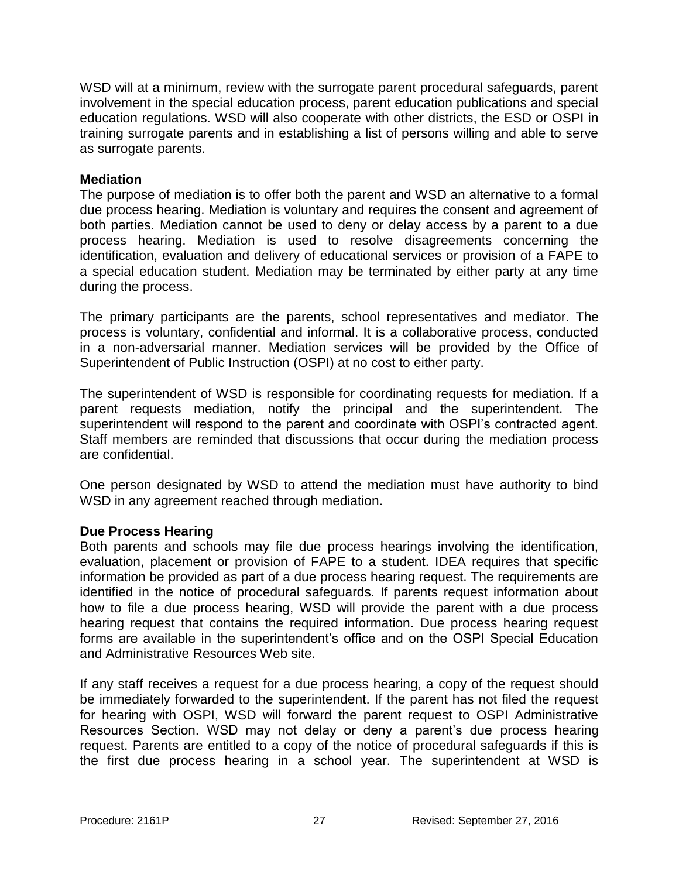WSD will at a minimum, review with the surrogate parent procedural safeguards, parent involvement in the special education process, parent education publications and special education regulations. WSD will also cooperate with other districts, the ESD or OSPI in training surrogate parents and in establishing a list of persons willing and able to serve as surrogate parents.

**Mediation**

The purpose of mediation is to offer both the parent and WSD an alternative to a formal due process hearing. Mediation is voluntary and requires the consent and agreement of both parties. Mediation cannot be used to deny or delay access by a parent to a due process hearing. Mediation is used to resolve disagreements concerning the identification, evaluation and delivery of educational services or provision of a FAPE to a special education student. Mediation may be terminated by either party at any time during the process.

The primary participants are the parents, school representatives and mediator. The process is voluntary, confidential and informal. It is a collaborative process, conducted in a non-adversarial manner. Mediation services will be provided by the Office of Superintendent of Public Instruction (OSPI) at no cost to either party.

The superintendent of WSD is responsible for coordinating requests for mediation. If a parent requests mediation, notify the principal and the superintendent. The superintendent will respond to the parent and coordinate with OSPI's contracted agent. Staff members are reminded that discussions that occur during the mediation process are confidential.

One person designated by WSD to attend the mediation must have authority to bind WSD in any agreement reached through mediation.

**Due Process Hearing**

Both parents and schools may file due process hearings involving the identification, evaluation, placement or provision of FAPE to a student. IDEA requires that specific information be provided as part of a due process hearing request. The requirements are identified in the notice of procedural safeguards. If parents request information about how to file a due process hearing, WSD will provide the parent with a due process hearing request that contains the required information. Due process hearing request forms are available in the superintendent's office and on the OSPI Special Education and Administrative Resources Web site.

If any staff receives a request for a due process hearing, a copy of the request should be immediately forwarded to the superintendent. If the parent has not filed the request for hearing with OSPI, WSD will forward the parent request to OSPI Administrative Resources Section. WSD may not delay or deny a parent's due process hearing request. Parents are entitled to a copy of the notice of procedural safeguards if this is the first due process hearing in a school year. The superintendent at WSD is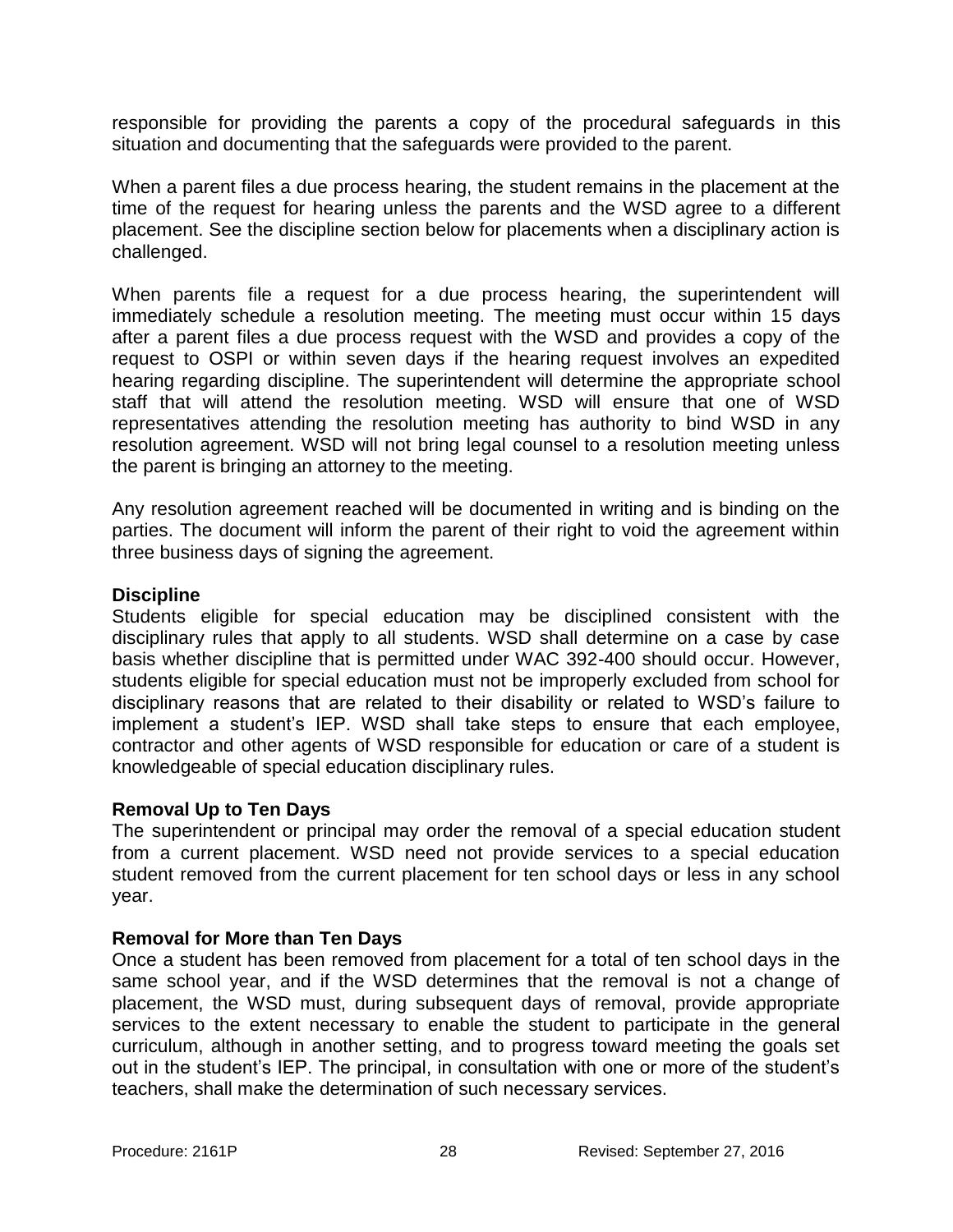responsible for providing the parents a copy of the procedural safeguards in this situation and documenting that the safeguards were provided to the parent.

When a parent files a due process hearing, the student remains in the placement at the time of the request for hearing unless the parents and the WSD agree to a different placement. See the discipline section below for placements when a disciplinary action is challenged.

When parents file a request for a due process hearing, the superintendent will immediately schedule a resolution meeting. The meeting must occur within 15 days after a parent files a due process request with the WSD and provides a copy of the request to OSPI or within seven days if the hearing request involves an expedited hearing regarding discipline. The superintendent will determine the appropriate school staff that will attend the resolution meeting. WSD will ensure that one of WSD representatives attending the resolution meeting has authority to bind WSD in any resolution agreement. WSD will not bring legal counsel to a resolution meeting unless the parent is bringing an attorney to the meeting.

Any resolution agreement reached will be documented in writing and is binding on the parties. The document will inform the parent of their right to void the agreement within three business days of signing the agreement.

**Discipline**

Students eligible for special education may be disciplined consistent with the disciplinary rules that apply to all students. WSD shall determine on a case by case basis whether discipline that is permitted under WAC 392-400 should occur. However, students eligible for special education must not be improperly excluded from school for disciplinary reasons that are related to their disability or related to WSD's failure to implement a student's IEP. WSD shall take steps to ensure that each employee, contractor and other agents of WSD responsible for education or care of a student is knowledgeable of special education disciplinary rules.

**Removal Up to Ten Days**

The superintendent or principal may order the removal of a special education student from a current placement. WSD need not provide services to a special education student removed from the current placement for ten school days or less in any school year.

**Removal for More than Ten Days**

Once a student has been removed from placement for a total of ten school days in the same school year, and if the WSD determines that the removal is not a change of placement, the WSD must, during subsequent days of removal, provide appropriate services to the extent necessary to enable the student to participate in the general curriculum, although in another setting, and to progress toward meeting the goals set out in the student's IEP. The principal, in consultation with one or more of the student's teachers, shall make the determination of such necessary services.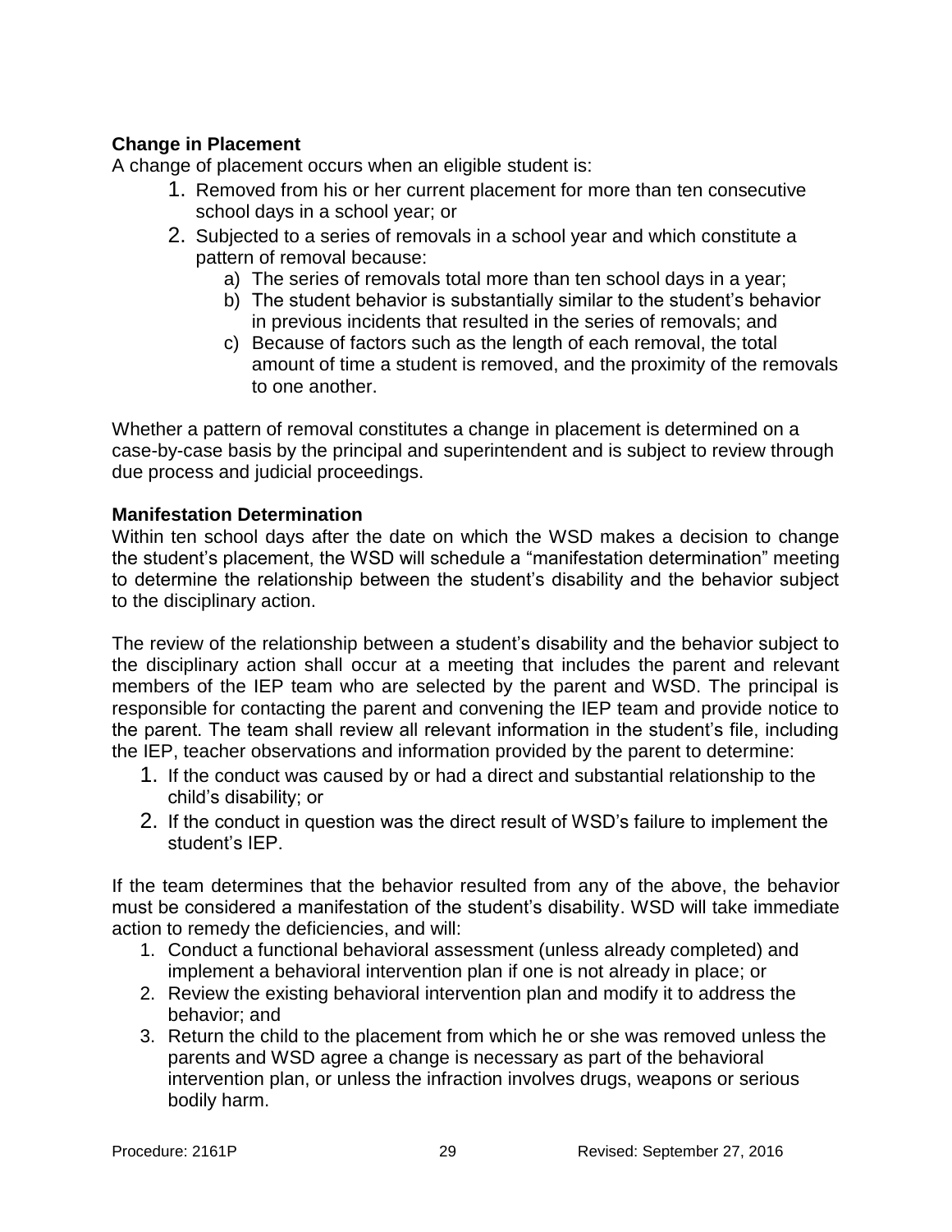**Change in Placement**

A change of placement occurs when an eligible student is:

1. Removed from his or her current placement for more than ten consecutive school days in a school year; or
2. Subjected to a series of removals in a school year and which constitute a pattern of removal because:
   a) The series of removals total more than ten school days in a year;
   b) The student behavior is substantially similar to the student's behavior in previous incidents that resulted in the series of removals; and
   c) Because of factors such as the length of each removal, the total amount of time a student is removed, and the proximity of the removals to one another.

Whether a pattern of removal constitutes a change in placement is determined on a case-by-case basis by the principal and superintendent and is subject to review through due process and judicial proceedings.

**Manifestation Determination**

Within ten school days after the date on which the WSD makes a decision to change the student's placement, the WSD will schedule a "manifestation determination" meeting to determine the relationship between the student's disability and the behavior subject to the disciplinary action.

The review of the relationship between a student's disability and the behavior subject to the disciplinary action shall occur at a meeting that includes the parent and relevant members of the IEP team who are selected by the parent and WSD. The principal is responsible for contacting the parent and convening the IEP team and provide notice to the parent. The team shall review all relevant information in the student's file, including the IEP, teacher observations and information provided by the parent to determine:

1. If the conduct was caused by or had a direct and substantial relationship to the child's disability; or
2. If the conduct in question was the direct result of WSD's failure to implement the student's IEP.

If the team determines that the behavior resulted from any of the above, the behavior must be considered a manifestation of the student's disability. WSD will take immediate action to remedy the deficiencies, and will:

1. Conduct a functional behavioral assessment (unless already completed) and implement a behavioral intervention plan if one is not already in place; or
2. Review the existing behavioral intervention plan and modify it to address the behavior; and
3. Return the child to the placement from which he or she was removed unless the parents and WSD agree a change is necessary as part of the behavioral intervention plan, or unless the infraction involves drugs, weapons or serious bodily harm.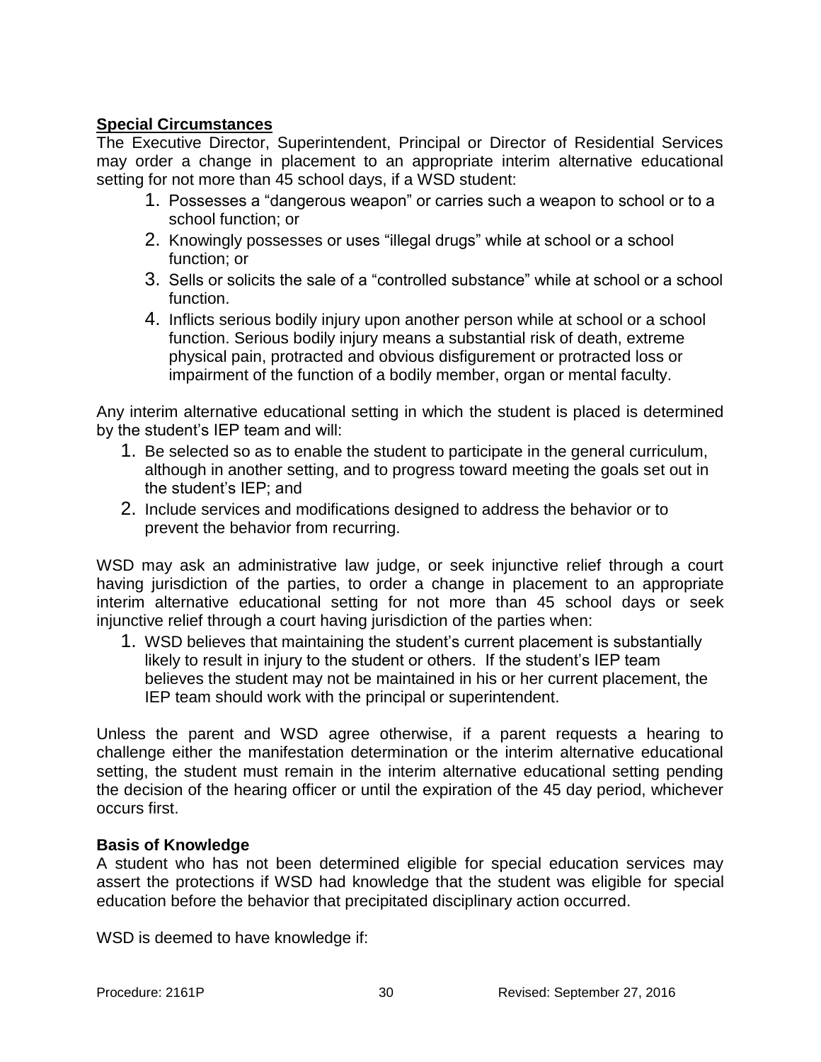**<u>Special Circumstances</u>**
The Executive Director, Superintendent, Principal or Director of Residential Services may order a change in placement to an appropriate interim alternative educational setting for not more than 45 school days, if a WSD student:

1. Possesses a "dangerous weapon" or carries such a weapon to school or to a school function; or
2. Knowingly possesses or uses "illegal drugs" while at school or a school function; or
3. Sells or solicits the sale of a "controlled substance" while at school or a school function.
4. Inflicts serious bodily injury upon another person while at school or a school function. Serious bodily injury means a substantial risk of death, extreme physical pain, protracted and obvious disfigurement or protracted loss or impairment of the function of a bodily member, organ or mental faculty.

Any interim alternative educational setting in which the student is placed is determined by the student's IEP team and will:

1. Be selected so as to enable the student to participate in the general curriculum, although in another setting, and to progress toward meeting the goals set out in the student's IEP; and
2. Include services and modifications designed to address the behavior or to prevent the behavior from recurring.

WSD may ask an administrative law judge, or seek injunctive relief through a court having jurisdiction of the parties, to order a change in placement to an appropriate interim alternative educational setting for not more than 45 school days or seek injunctive relief through a court having jurisdiction of the parties when:

1. WSD believes that maintaining the student's current placement is substantially likely to result in injury to the student or others. If the student's IEP team believes the student may not be maintained in his or her current placement, the IEP team should work with the principal or superintendent.

Unless the parent and WSD agree otherwise, if a parent requests a hearing to challenge either the manifestation determination or the interim alternative educational setting, the student must remain in the interim alternative educational setting pending the decision of the hearing officer or until the expiration of the 45 day period, whichever occurs first.

**Basis of Knowledge**
A student who has not been determined eligible for special education services may assert the protections if WSD had knowledge that the student was eligible for special education before the behavior that precipitated disciplinary action occurred.

WSD is deemed to have knowledge if: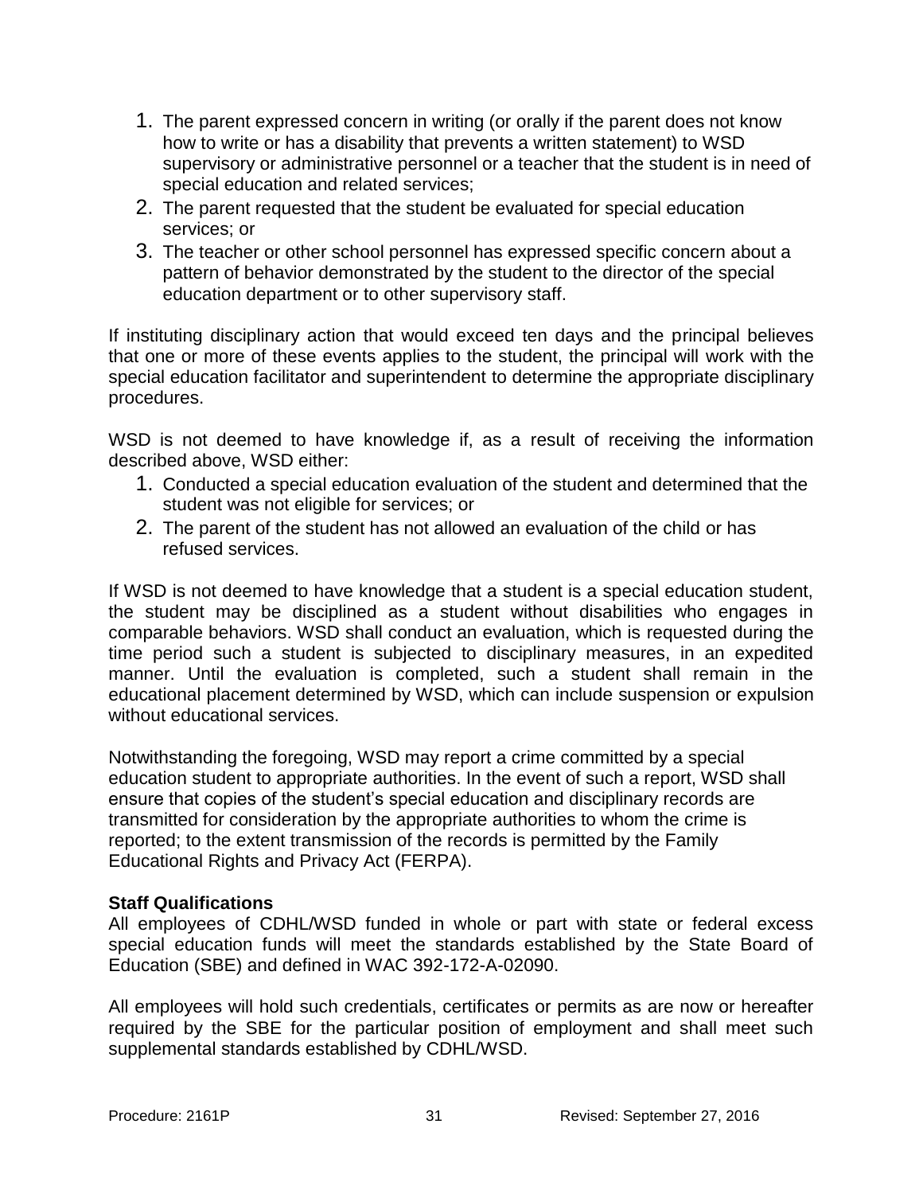1. The parent expressed concern in writing (or orally if the parent does not know how to write or has a disability that prevents a written statement) to WSD supervisory or administrative personnel or a teacher that the student is in need of special education and related services;
2. The parent requested that the student be evaluated for special education services; or
3. The teacher or other school personnel has expressed specific concern about a pattern of behavior demonstrated by the student to the director of the special education department or to other supervisory staff.

If instituting disciplinary action that would exceed ten days and the principal believes that one or more of these events applies to the student, the principal will work with the special education facilitator and superintendent to determine the appropriate disciplinary procedures.

WSD is not deemed to have knowledge if, as a result of receiving the information described above, WSD either:

1. Conducted a special education evaluation of the student and determined that the student was not eligible for services; or
2. The parent of the student has not allowed an evaluation of the child or has refused services.

If WSD is not deemed to have knowledge that a student is a special education student, the student may be disciplined as a student without disabilities who engages in comparable behaviors. WSD shall conduct an evaluation, which is requested during the time period such a student is subjected to disciplinary measures, in an expedited manner. Until the evaluation is completed, such a student shall remain in the educational placement determined by WSD, which can include suspension or expulsion without educational services.

Notwithstanding the foregoing, WSD may report a crime committed by a special education student to appropriate authorities. In the event of such a report, WSD shall ensure that copies of the student's special education and disciplinary records are transmitted for consideration by the appropriate authorities to whom the crime is reported; to the extent transmission of the records is permitted by the Family Educational Rights and Privacy Act (FERPA).

**Staff Qualifications**

All employees of CDHL/WSD funded in whole or part with state or federal excess special education funds will meet the standards established by the State Board of Education (SBE) and defined in WAC 392-172-A-02090.

All employees will hold such credentials, certificates or permits as are now or hereafter required by the SBE for the particular position of employment and shall meet such supplemental standards established by CDHL/WSD.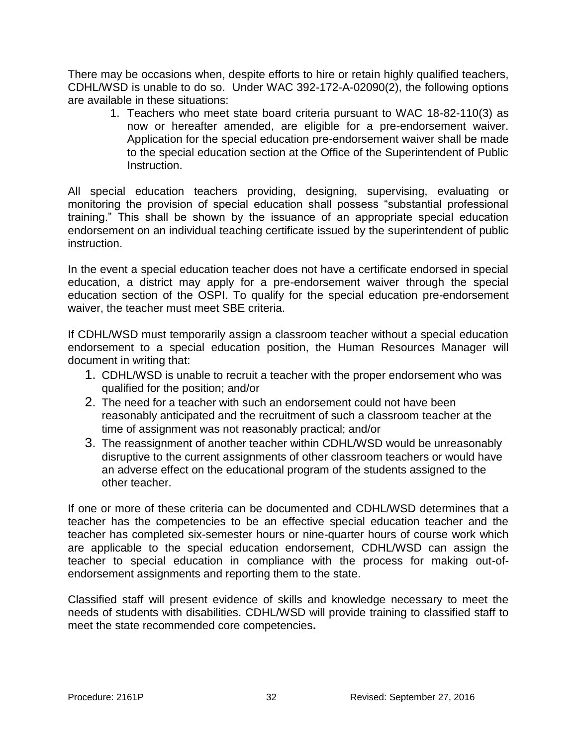There may be occasions when, despite efforts to hire or retain highly qualified teachers, CDHL/WSD is unable to do so. Under WAC 392-172-A-02090(2), the following options are available in these situations:

1. Teachers who meet state board criteria pursuant to WAC 18-82-110(3) as now or hereafter amended, are eligible for a pre-endorsement waiver. Application for the special education pre-endorsement waiver shall be made to the special education section at the Office of the Superintendent of Public Instruction.

All special education teachers providing, designing, supervising, evaluating or monitoring the provision of special education shall possess "substantial professional training." This shall be shown by the issuance of an appropriate special education endorsement on an individual teaching certificate issued by the superintendent of public instruction.

In the event a special education teacher does not have a certificate endorsed in special education, a district may apply for a pre-endorsement waiver through the special education section of the OSPI. To qualify for the special education pre-endorsement waiver, the teacher must meet SBE criteria.

If CDHL/WSD must temporarily assign a classroom teacher without a special education endorsement to a special education position, the Human Resources Manager will document in writing that:

1. CDHL/WSD is unable to recruit a teacher with the proper endorsement who was qualified for the position; and/or
2. The need for a teacher with such an endorsement could not have been reasonably anticipated and the recruitment of such a classroom teacher at the time of assignment was not reasonably practical; and/or
3. The reassignment of another teacher within CDHL/WSD would be unreasonably disruptive to the current assignments of other classroom teachers or would have an adverse effect on the educational program of the students assigned to the other teacher.

If one or more of these criteria can be documented and CDHL/WSD determines that a teacher has the competencies to be an effective special education teacher and the teacher has completed six-semester hours or nine-quarter hours of course work which are applicable to the special education endorsement, CDHL/WSD can assign the teacher to special education in compliance with the process for making out-of-endorsement assignments and reporting them to the state.

Classified staff will present evidence of skills and knowledge necessary to meet the needs of students with disabilities. CDHL/WSD will provide training to classified staff to meet the state recommended core competencies**.**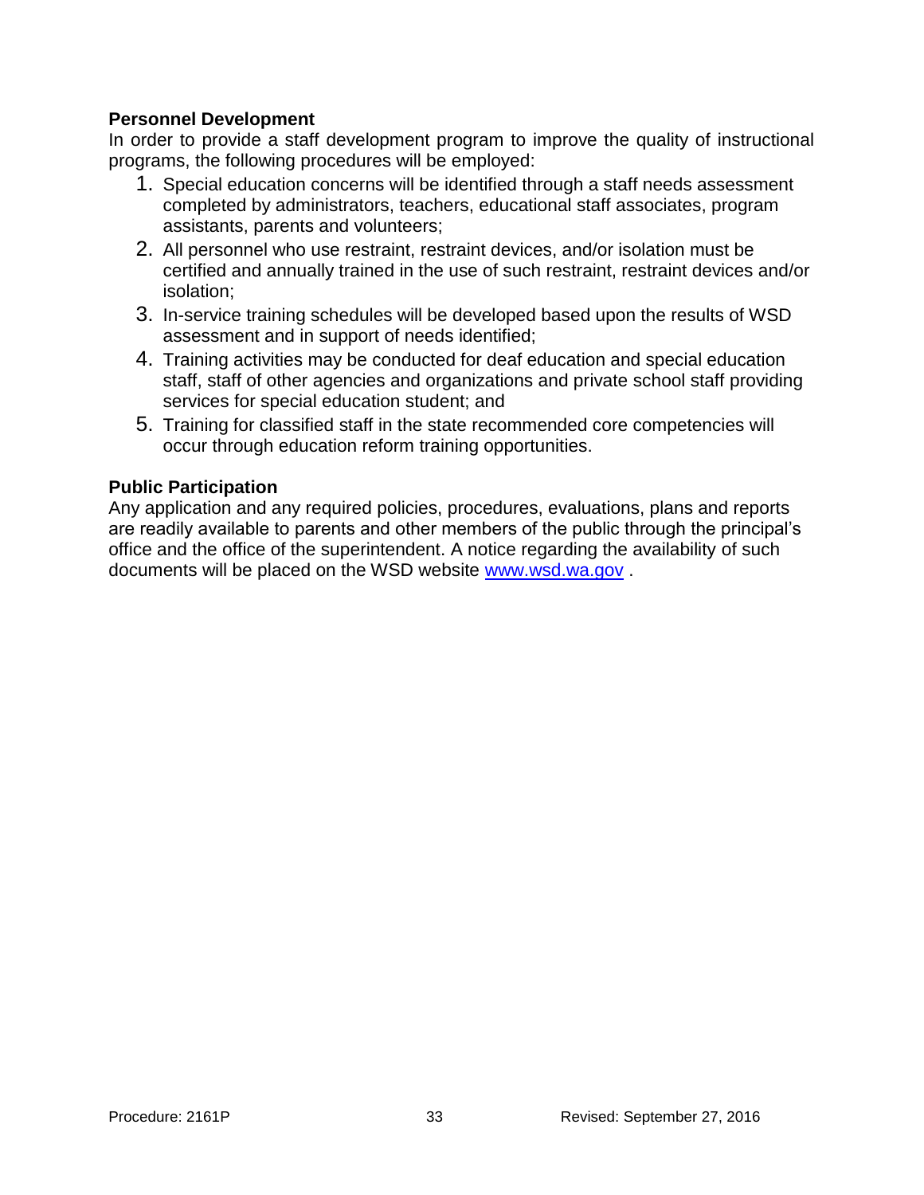**Personnel Development**

In order to provide a staff development program to improve the quality of instructional programs, the following procedures will be employed:

1. Special education concerns will be identified through a staff needs assessment completed by administrators, teachers, educational staff associates, program assistants, parents and volunteers;
2. All personnel who use restraint, restraint devices, and/or isolation must be certified and annually trained in the use of such restraint, restraint devices and/or isolation;
3. In-service training schedules will be developed based upon the results of WSD assessment and in support of needs identified;
4. Training activities may be conducted for deaf education and special education staff, staff of other agencies and organizations and private school staff providing services for special education student; and
5. Training for classified staff in the state recommended core competencies will occur through education reform training opportunities.

**Public Participation**

Any application and any required policies, procedures, evaluations, plans and reports are readily available to parents and other members of the public through the principal's office and the office of the superintendent. A notice regarding the availability of such documents will be placed on the WSD website [www.wsd.wa.gov](http://www.wsd.wa.gov) .